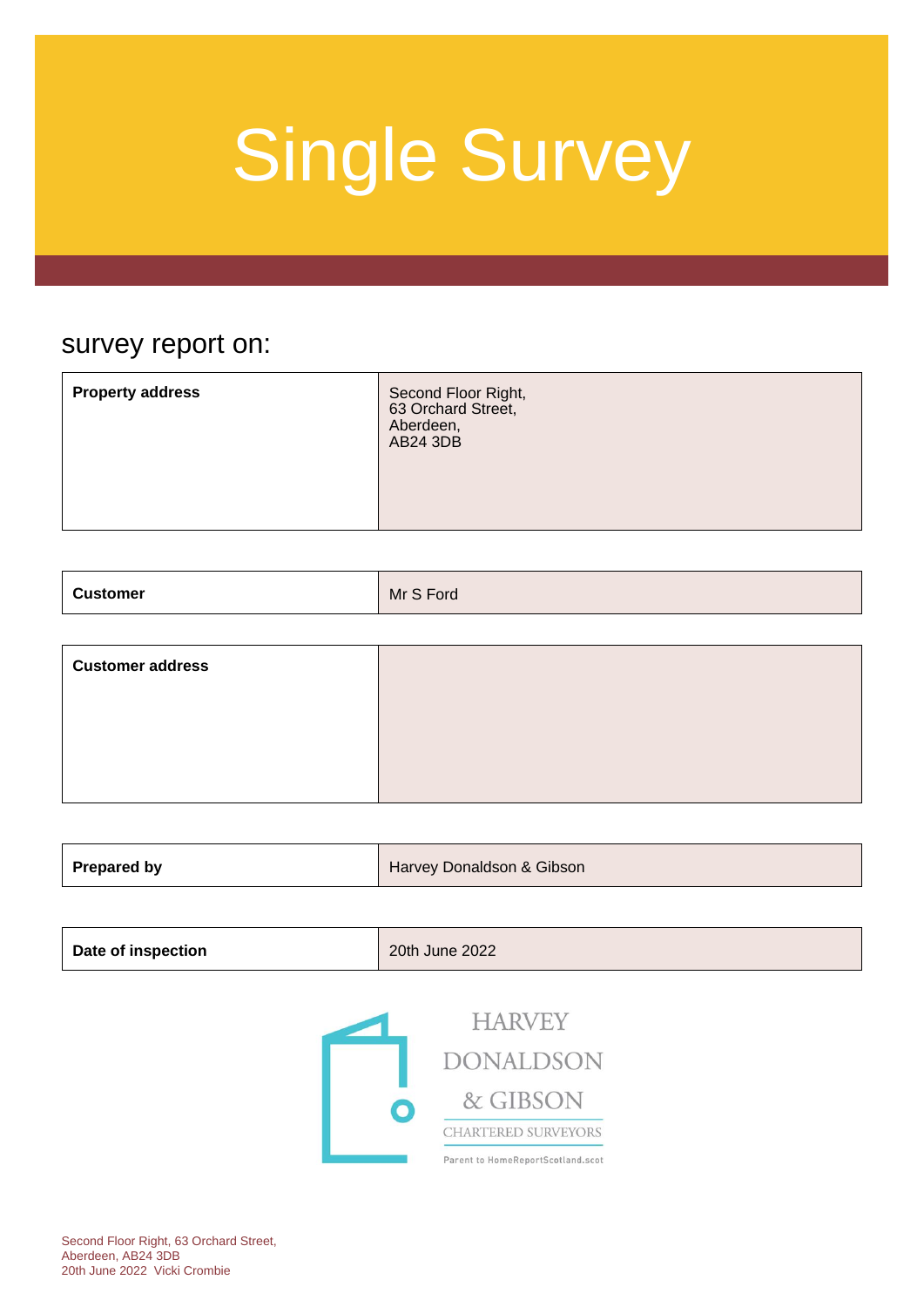# Single Survey

survey report on:

| | |
|---|---|
| **Property address** | Second Floor Right,<br>63 Orchard Street,<br>Aberdeen,<br>AB24 3DB |

| | |
|---|---|
| **Customer** | Mr S Ford |

| | |
|---|---|
| **Customer address** | |

| | |
|---|---|
| **Prepared by** | Harvey Donaldson & Gibson |

| | |
|---|---|
| **Date of inspection** | 20th June 2022 |

HARVEY DONALDSON & GIBSON
CHARTERED SURVEYORS
Parent to HomeReportScotland.scot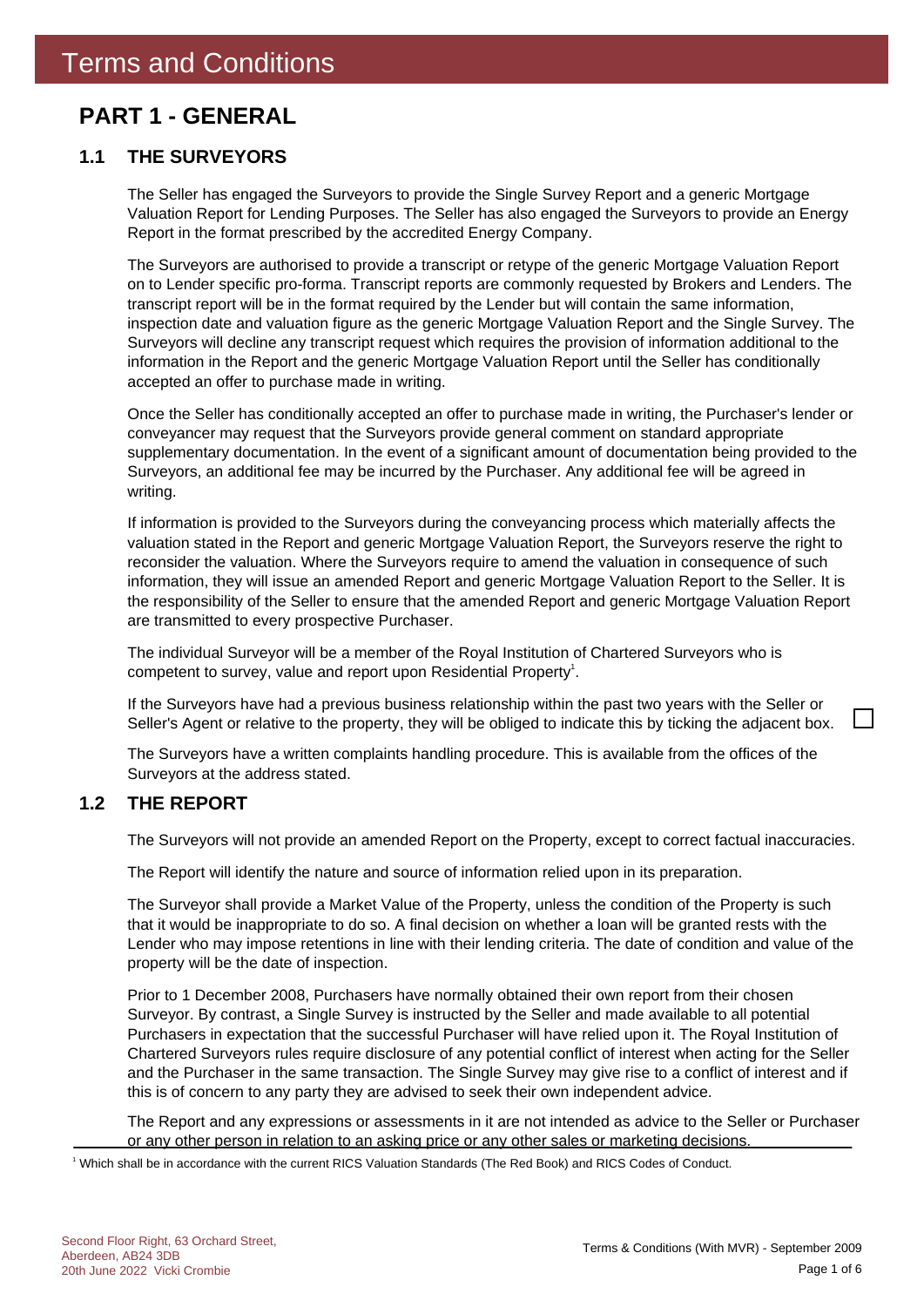# Terms and Conditions

## PART 1 - GENERAL

### 1.1 THE SURVEYORS

The Seller has engaged the Surveyors to provide the Single Survey Report and a generic Mortgage Valuation Report for Lending Purposes. The Seller has also engaged the Surveyors to provide an Energy Report in the format prescribed by the accredited Energy Company.

The Surveyors are authorised to provide a transcript or retype of the generic Mortgage Valuation Report on to Lender specific pro-forma. Transcript reports are commonly requested by Brokers and Lenders. The transcript report will be in the format required by the Lender but will contain the same information, inspection date and valuation figure as the generic Mortgage Valuation Report and the Single Survey. The Surveyors will decline any transcript request which requires the provision of information additional to the information in the Report and the generic Mortgage Valuation Report until the Seller has conditionally accepted an offer to purchase made in writing.

Once the Seller has conditionally accepted an offer to purchase made in writing, the Purchaser's lender or conveyancer may request that the Surveyors provide general comment on standard appropriate supplementary documentation. In the event of a significant amount of documentation being provided to the Surveyors, an additional fee may be incurred by the Purchaser. Any additional fee will be agreed in writing.

If information is provided to the Surveyors during the conveyancing process which materially affects the valuation stated in the Report and generic Mortgage Valuation Report, the Surveyors reserve the right to reconsider the valuation. Where the Surveyors require to amend the valuation in consequence of such information, they will issue an amended Report and generic Mortgage Valuation Report to the Seller. It is the responsibility of the Seller to ensure that the amended Report and generic Mortgage Valuation Report are transmitted to every prospective Purchaser.

The individual Surveyor will be a member of the Royal Institution of Chartered Surveyors who is competent to survey, value and report upon Residential Property[1].

If the Surveyors have had a previous business relationship within the past two years with the Seller or Seller's Agent or relative to the property, they will be obliged to indicate this by ticking the adjacent box. ☐

The Surveyors have a written complaints handling procedure. This is available from the offices of the Surveyors at the address stated.

### 1.2 THE REPORT

The Surveyors will not provide an amended Report on the Property, except to correct factual inaccuracies.

The Report will identify the nature and source of information relied upon in its preparation.

The Surveyor shall provide a Market Value of the Property, unless the condition of the Property is such that it would be inappropriate to do so. A final decision on whether a loan will be granted rests with the Lender who may impose retentions in line with their lending criteria. The date of condition and value of the property will be the date of inspection.

Prior to 1 December 2008, Purchasers have normally obtained their own report from their chosen Surveyor. By contrast, a Single Survey is instructed by the Seller and made available to all potential Purchasers in expectation that the successful Purchaser will have relied upon it. The Royal Institution of Chartered Surveyors rules require disclosure of any potential conflict of interest when acting for the Seller and the Purchaser in the same transaction. The Single Survey may give rise to a conflict of interest and if this is of concern to any party they are advised to seek their own independent advice.

The Report and any expressions or assessments in it are not intended as advice to the Seller or Purchaser or any other person in relation to an asking price or any other sales or marketing decisions.

[1] Which shall be in accordance with the current RICS Valuation Standards (The Red Book) and RICS Codes of Conduct.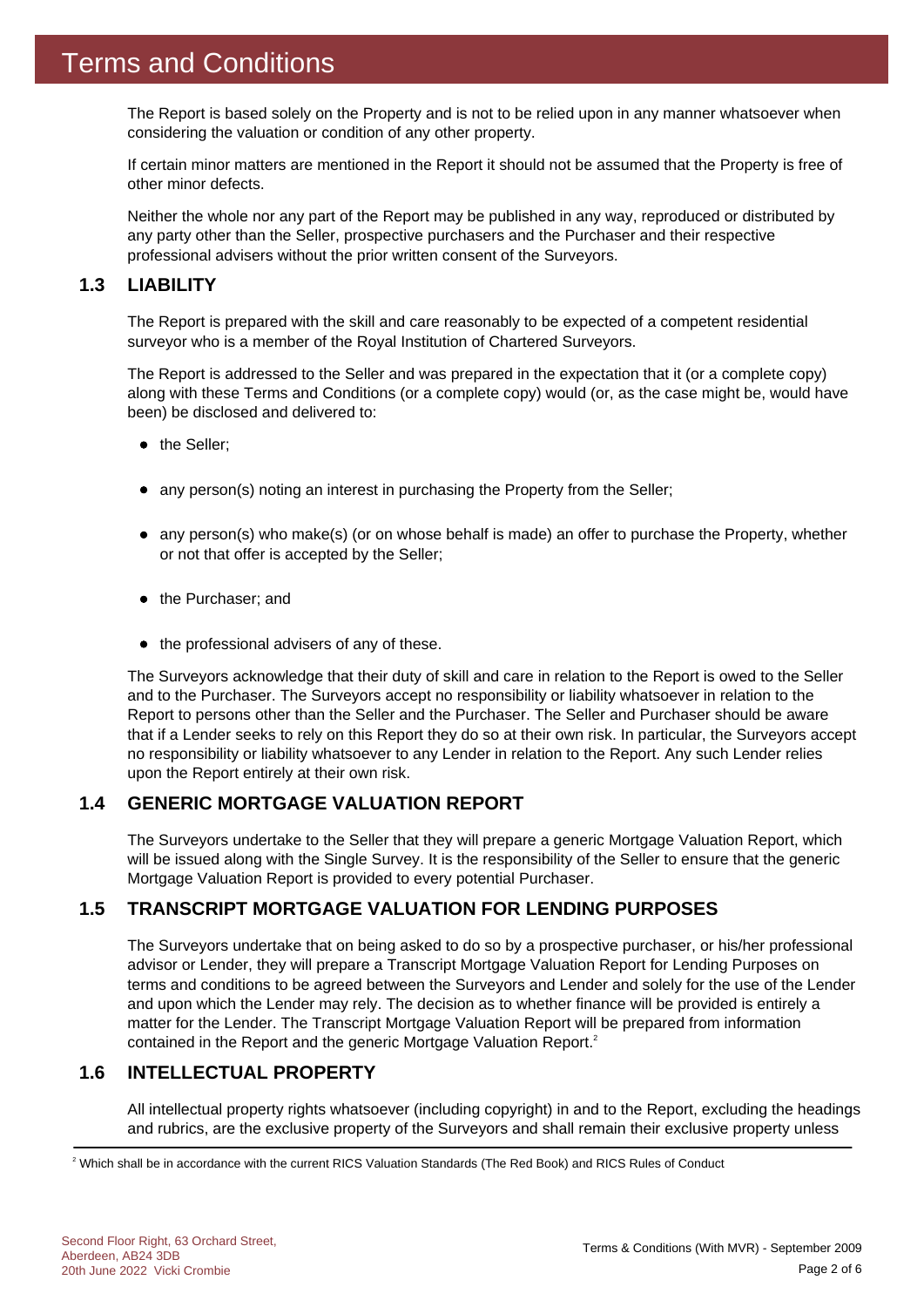# Terms and Conditions

The Report is based solely on the Property and is not to be relied upon in any manner whatsoever when considering the valuation or condition of any other property.

If certain minor matters are mentioned in the Report it should not be assumed that the Property is free of other minor defects.

Neither the whole nor any part of the Report may be published in any way, reproduced or distributed by any party other than the Seller, prospective purchasers and the Purchaser and their respective professional advisers without the prior written consent of the Surveyors.

## 1.3 LIABILITY

The Report is prepared with the skill and care reasonably to be expected of a competent residential surveyor who is a member of the Royal Institution of Chartered Surveyors.

The Report is addressed to the Seller and was prepared in the expectation that it (or a complete copy) along with these Terms and Conditions (or a complete copy) would (or, as the case might be, would have been) be disclosed and delivered to:

- the Seller;
- any person(s) noting an interest in purchasing the Property from the Seller;
- any person(s) who make(s) (or on whose behalf is made) an offer to purchase the Property, whether or not that offer is accepted by the Seller;
- the Purchaser; and
- the professional advisers of any of these.

The Surveyors acknowledge that their duty of skill and care in relation to the Report is owed to the Seller and to the Purchaser. The Surveyors accept no responsibility or liability whatsoever in relation to the Report to persons other than the Seller and the Purchaser. The Seller and Purchaser should be aware that if a Lender seeks to rely on this Report they do so at their own risk. In particular, the Surveyors accept no responsibility or liability whatsoever to any Lender in relation to the Report. Any such Lender relies upon the Report entirely at their own risk.

## 1.4 GENERIC MORTGAGE VALUATION REPORT

The Surveyors undertake to the Seller that they will prepare a generic Mortgage Valuation Report, which will be issued along with the Single Survey. It is the responsibility of the Seller to ensure that the generic Mortgage Valuation Report is provided to every potential Purchaser.

## 1.5 TRANSCRIPT MORTGAGE VALUATION FOR LENDING PURPOSES

The Surveyors undertake that on being asked to do so by a prospective purchaser, or his/her professional advisor or Lender, they will prepare a Transcript Mortgage Valuation Report for Lending Purposes on terms and conditions to be agreed between the Surveyors and Lender and solely for the use of the Lender and upon which the Lender may rely. The decision as to whether finance will be provided is entirely a matter for the Lender. The Transcript Mortgage Valuation Report will be prepared from information contained in the Report and the generic Mortgage Valuation Report.[2]

## 1.6 INTELLECTUAL PROPERTY

All intellectual property rights whatsoever (including copyright) in and to the Report, excluding the headings and rubrics, are the exclusive property of the Surveyors and shall remain their exclusive property unless

[2] Which shall be in accordance with the current RICS Valuation Standards (The Red Book) and RICS Rules of Conduct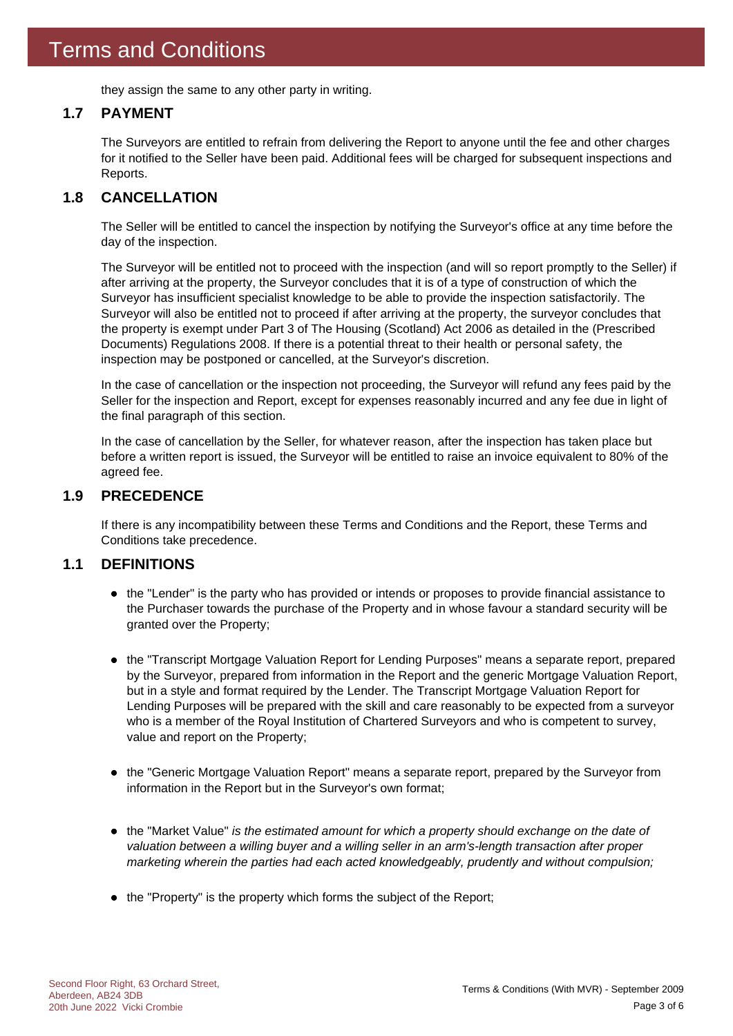they assign the same to any other party in writing.

## 1.7 PAYMENT

The Surveyors are entitled to refrain from delivering the Report to anyone until the fee and other charges for it notified to the Seller have been paid. Additional fees will be charged for subsequent inspections and Reports.

## 1.8 CANCELLATION

The Seller will be entitled to cancel the inspection by notifying the Surveyor's office at any time before the day of the inspection.

The Surveyor will be entitled not to proceed with the inspection (and will so report promptly to the Seller) if after arriving at the property, the Surveyor concludes that it is of a type of construction of which the Surveyor has insufficient specialist knowledge to be able to provide the inspection satisfactorily. The Surveyor will also be entitled not to proceed if after arriving at the property, the surveyor concludes that the property is exempt under Part 3 of The Housing (Scotland) Act 2006 as detailed in the (Prescribed Documents) Regulations 2008. If there is a potential threat to their health or personal safety, the inspection may be postponed or cancelled, at the Surveyor's discretion.

In the case of cancellation or the inspection not proceeding, the Surveyor will refund any fees paid by the Seller for the inspection and Report, except for expenses reasonably incurred and any fee due in light of the final paragraph of this section.

In the case of cancellation by the Seller, for whatever reason, after the inspection has taken place but before a written report is issued, the Surveyor will be entitled to raise an invoice equivalent to 80% of the agreed fee.

## 1.9 PRECEDENCE

If there is any incompatibility between these Terms and Conditions and the Report, these Terms and Conditions take precedence.

## 1.1 DEFINITIONS

- the "Lender" is the party who has provided or intends or proposes to provide financial assistance to the Purchaser towards the purchase of the Property and in whose favour a standard security will be granted over the Property;
- the "Transcript Mortgage Valuation Report for Lending Purposes" means a separate report, prepared by the Surveyor, prepared from information in the Report and the generic Mortgage Valuation Report, but in a style and format required by the Lender. The Transcript Mortgage Valuation Report for Lending Purposes will be prepared with the skill and care reasonably to be expected from a surveyor who is a member of the Royal Institution of Chartered Surveyors and who is competent to survey, value and report on the Property;
- the "Generic Mortgage Valuation Report" means a separate report, prepared by the Surveyor from information in the Report but in the Surveyor's own format;
- the "Market Value" *is the estimated amount for which a property should exchange on the date of valuation between a willing buyer and a willing seller in an arm's-length transaction after proper marketing wherein the parties had each acted knowledgeably, prudently and without compulsion;*
- the "Property" is the property which forms the subject of the Report;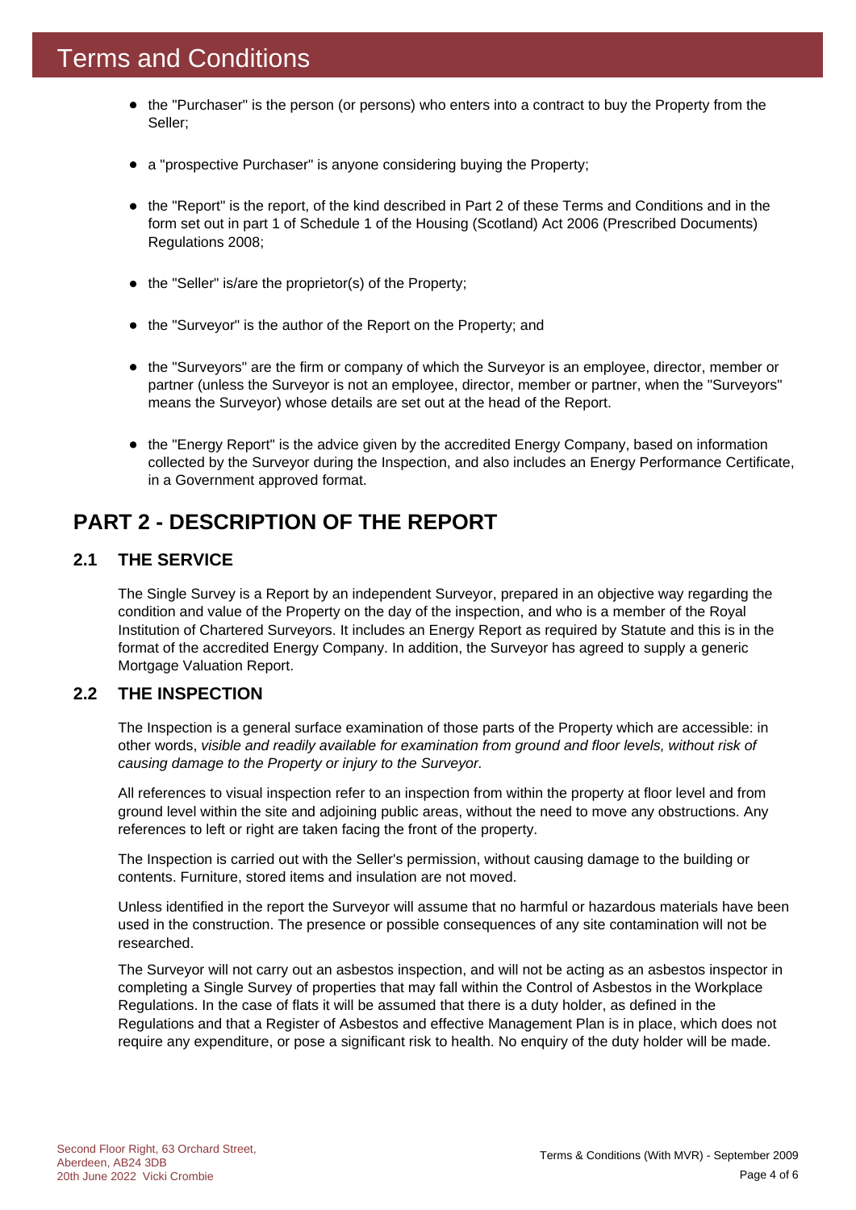# Terms and Conditions

- the "Purchaser" is the person (or persons) who enters into a contract to buy the Property from the Seller;
- a "prospective Purchaser" is anyone considering buying the Property;
- the "Report" is the report, of the kind described in Part 2 of these Terms and Conditions and in the form set out in part 1 of Schedule 1 of the Housing (Scotland) Act 2006 (Prescribed Documents) Regulations 2008;
- the "Seller" is/are the proprietor(s) of the Property;
- the "Surveyor" is the author of the Report on the Property; and
- the "Surveyors" are the firm or company of which the Surveyor is an employee, director, member or partner (unless the Surveyor is not an employee, director, member or partner, when the "Surveyors" means the Surveyor) whose details are set out at the head of the Report.
- the "Energy Report" is the advice given by the accredited Energy Company, based on information collected by the Surveyor during the Inspection, and also includes an Energy Performance Certificate, in a Government approved format.

## PART 2 - DESCRIPTION OF THE REPORT

### 2.1 THE SERVICE

The Single Survey is a Report by an independent Surveyor, prepared in an objective way regarding the condition and value of the Property on the day of the inspection, and who is a member of the Royal Institution of Chartered Surveyors. It includes an Energy Report as required by Statute and this is in the format of the accredited Energy Company. In addition, the Surveyor has agreed to supply a generic Mortgage Valuation Report.

### 2.2 THE INSPECTION

The Inspection is a general surface examination of those parts of the Property which are accessible: in other words, *visible and readily available for examination from ground and floor levels, without risk of causing damage to the Property or injury to the Surveyor.*

All references to visual inspection refer to an inspection from within the property at floor level and from ground level within the site and adjoining public areas, without the need to move any obstructions. Any references to left or right are taken facing the front of the property.

The Inspection is carried out with the Seller's permission, without causing damage to the building or contents. Furniture, stored items and insulation are not moved.

Unless identified in the report the Surveyor will assume that no harmful or hazardous materials have been used in the construction. The presence or possible consequences of any site contamination will not be researched.

The Surveyor will not carry out an asbestos inspection, and will not be acting as an asbestos inspector in completing a Single Survey of properties that may fall within the Control of Asbestos in the Workplace Regulations. In the case of flats it will be assumed that there is a duty holder, as defined in the Regulations and that a Register of Asbestos and effective Management Plan is in place, which does not require any expenditure, or pose a significant risk to health. No enquiry of the duty holder will be made.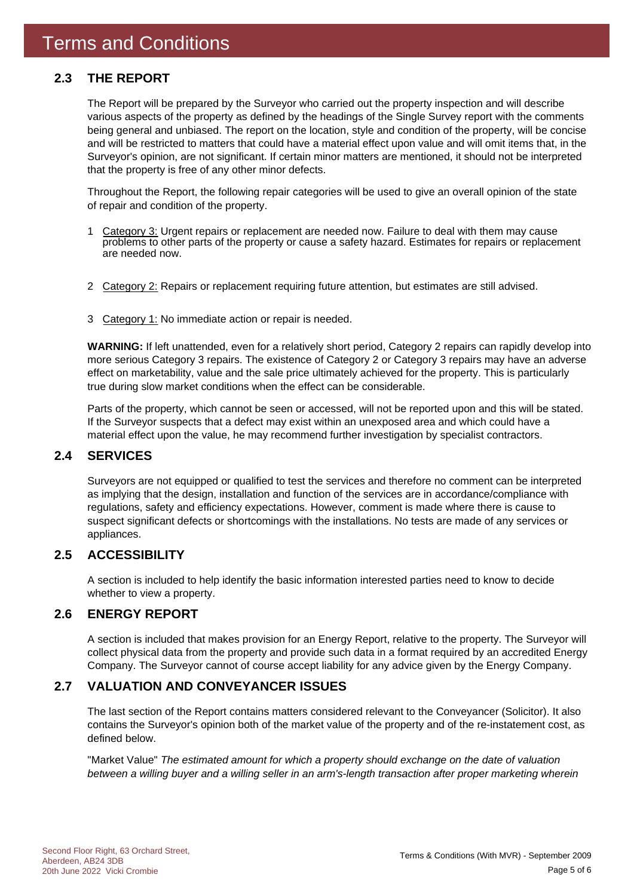# Terms and Conditions

## 2.3 THE REPORT

The Report will be prepared by the Surveyor who carried out the property inspection and will describe various aspects of the property as defined by the headings of the Single Survey report with the comments being general and unbiased. The report on the location, style and condition of the property, will be concise and will be restricted to matters that could have a material effect upon value and will omit items that, in the Surveyor's opinion, are not significant. If certain minor matters are mentioned, it should not be interpreted that the property is free of any other minor defects.

Throughout the Report, the following repair categories will be used to give an overall opinion of the state of repair and condition of the property.

1. Category 3: Urgent repairs or replacement are needed now. Failure to deal with them may cause problems to other parts of the property or cause a safety hazard. Estimates for repairs or replacement are needed now.
2. Category 2: Repairs or replacement requiring future attention, but estimates are still advised.
3. Category 1: No immediate action or repair is needed.

**WARNING:** If left unattended, even for a relatively short period, Category 2 repairs can rapidly develop into more serious Category 3 repairs. The existence of Category 2 or Category 3 repairs may have an adverse effect on marketability, value and the sale price ultimately achieved for the property. This is particularly true during slow market conditions when the effect can be considerable.

Parts of the property, which cannot be seen or accessed, will not be reported upon and this will be stated. If the Surveyor suspects that a defect may exist within an unexposed area and which could have a material effect upon the value, he may recommend further investigation by specialist contractors.

## 2.4 SERVICES

Surveyors are not equipped or qualified to test the services and therefore no comment can be interpreted as implying that the design, installation and function of the services are in accordance/compliance with regulations, safety and efficiency expectations. However, comment is made where there is cause to suspect significant defects or shortcomings with the installations. No tests are made of any services or appliances.

## 2.5 ACCESSIBILITY

A section is included to help identify the basic information interested parties need to know to decide whether to view a property.

## 2.6 ENERGY REPORT

A section is included that makes provision for an Energy Report, relative to the property. The Surveyor will collect physical data from the property and provide such data in a format required by an accredited Energy Company. The Surveyor cannot of course accept liability for any advice given by the Energy Company.

## 2.7 VALUATION AND CONVEYANCER ISSUES

The last section of the Report contains matters considered relevant to the Conveyancer (Solicitor). It also contains the Surveyor's opinion both of the market value of the property and of the re-instatement cost, as defined below.

"Market Value" *The estimated amount for which a property should exchange on the date of valuation between a willing buyer and a willing seller in an arm's-length transaction after proper marketing wherein*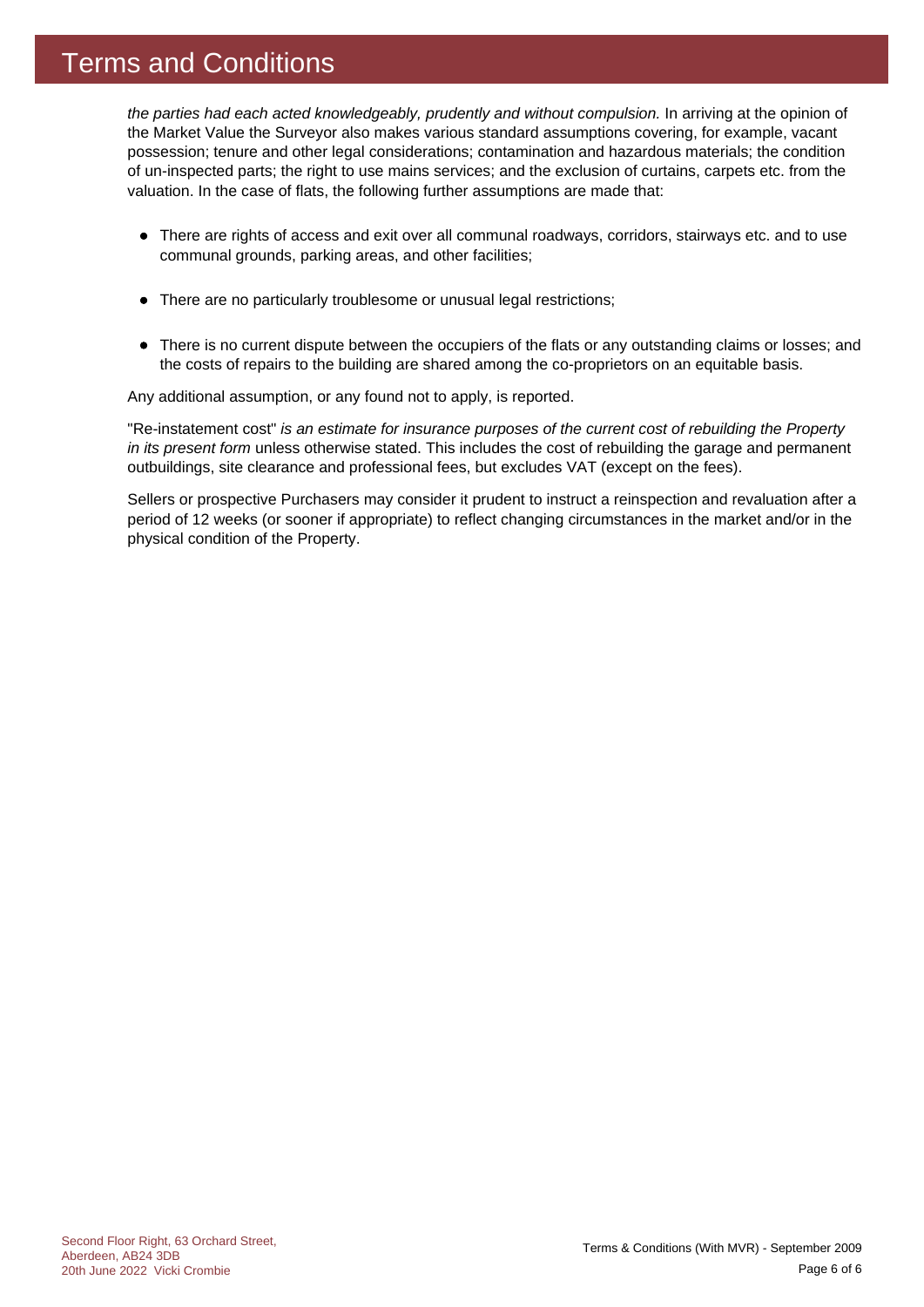# Terms and Conditions

*the parties had each acted knowledgeably, prudently and without compulsion.* In arriving at the opinion of the Market Value the Surveyor also makes various standard assumptions covering, for example, vacant possession; tenure and other legal considerations; contamination and hazardous materials; the condition of un-inspected parts; the right to use mains services; and the exclusion of curtains, carpets etc. from the valuation. In the case of flats, the following further assumptions are made that:

- There are rights of access and exit over all communal roadways, corridors, stairways etc. and to use communal grounds, parking areas, and other facilities;
- There are no particularly troublesome or unusual legal restrictions;
- There is no current dispute between the occupiers of the flats or any outstanding claims or losses; and the costs of repairs to the building are shared among the co-proprietors on an equitable basis.

Any additional assumption, or any found not to apply, is reported.

"Re-instatement cost" *is an estimate for insurance purposes of the current cost of rebuilding the Property in its present form* unless otherwise stated. This includes the cost of rebuilding the garage and permanent outbuildings, site clearance and professional fees, but excludes VAT (except on the fees).

Sellers or prospective Purchasers may consider it prudent to instruct a reinspection and revaluation after a period of 12 weeks (or sooner if appropriate) to reflect changing circumstances in the market and/or in the physical condition of the Property.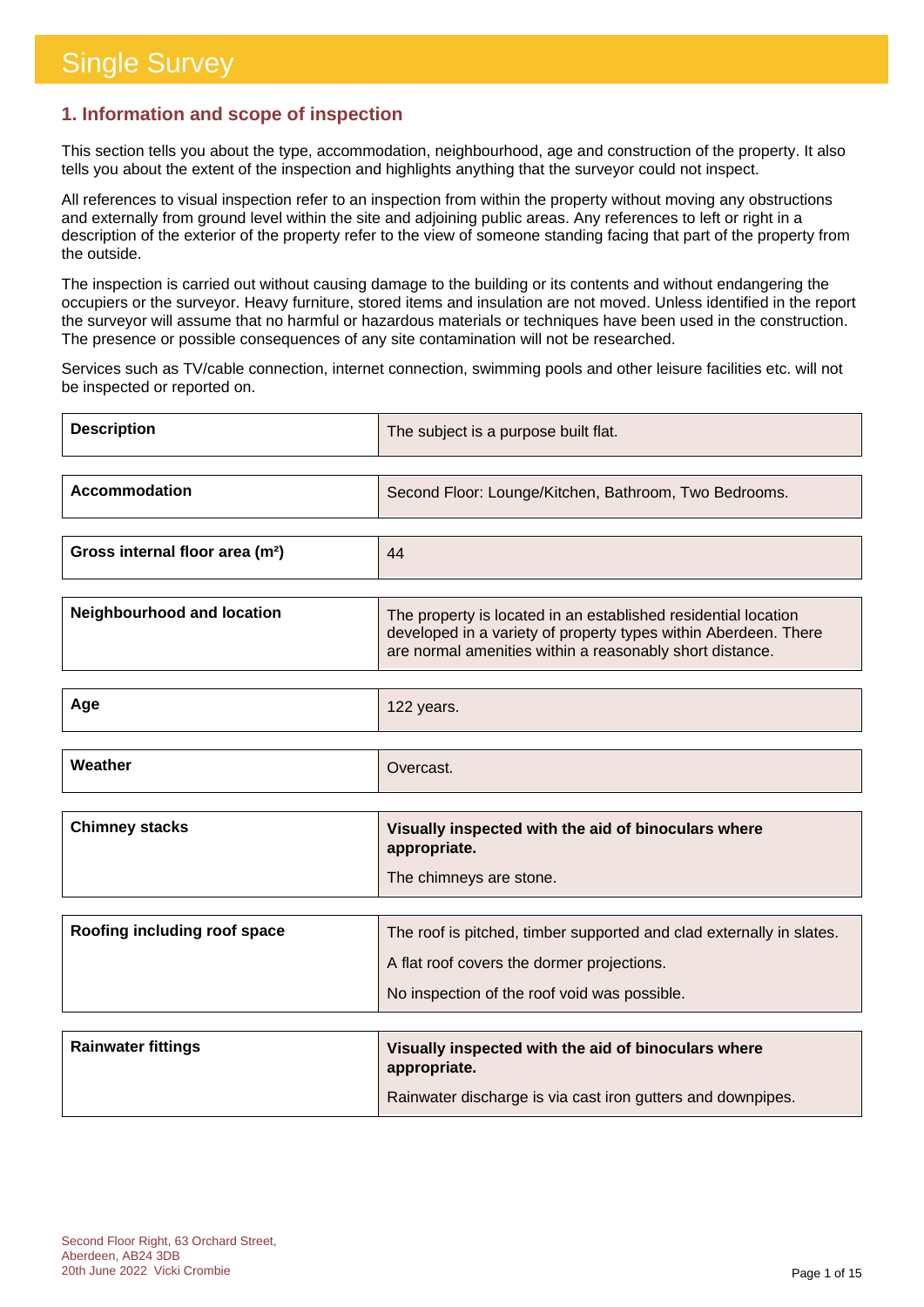# Single Survey

## 1. Information and scope of inspection

This section tells you about the type, accommodation, neighbourhood, age and construction of the property. It also tells you about the extent of the inspection and highlights anything that the surveyor could not inspect.

All references to visual inspection refer to an inspection from within the property without moving any obstructions and externally from ground level within the site and adjoining public areas. Any references to left or right in a description of the exterior of the property refer to the view of someone standing facing that part of the property from the outside.

The inspection is carried out without causing damage to the building or its contents and without endangering the occupiers or the surveyor. Heavy furniture, stored items and insulation are not moved. Unless identified in the report the surveyor will assume that no harmful or hazardous materials or techniques have been used in the construction. The presence or possible consequences of any site contamination will not be researched.

Services such as TV/cable connection, internet connection, swimming pools and other leisure facilities etc. will not be inspected or reported on.

| | |
|---|---|
| **Description** | The subject is a purpose built flat. |
| **Accommodation** | Second Floor: Lounge/Kitchen, Bathroom, Two Bedrooms. |
| **Gross internal floor area (m²)** | 44 |
| **Neighbourhood and location** | The property is located in an established residential location developed in a variety of property types within Aberdeen. There are normal amenities within a reasonably short distance. |
| **Age** | 122 years. |
| **Weather** | Overcast. |
| **Chimney stacks** | **Visually inspected with the aid of binoculars where appropriate.** The chimneys are stone. |
| **Roofing including roof space** | The roof is pitched, timber supported and clad externally in slates. A flat roof covers the dormer projections. No inspection of the roof void was possible. |
| **Rainwater fittings** | **Visually inspected with the aid of binoculars where appropriate.** Rainwater discharge is via cast iron gutters and downpipes. |

Second Floor Right, 63 Orchard Street,
Aberdeen, AB24 3DB
20th June 2022 Vicki Crombie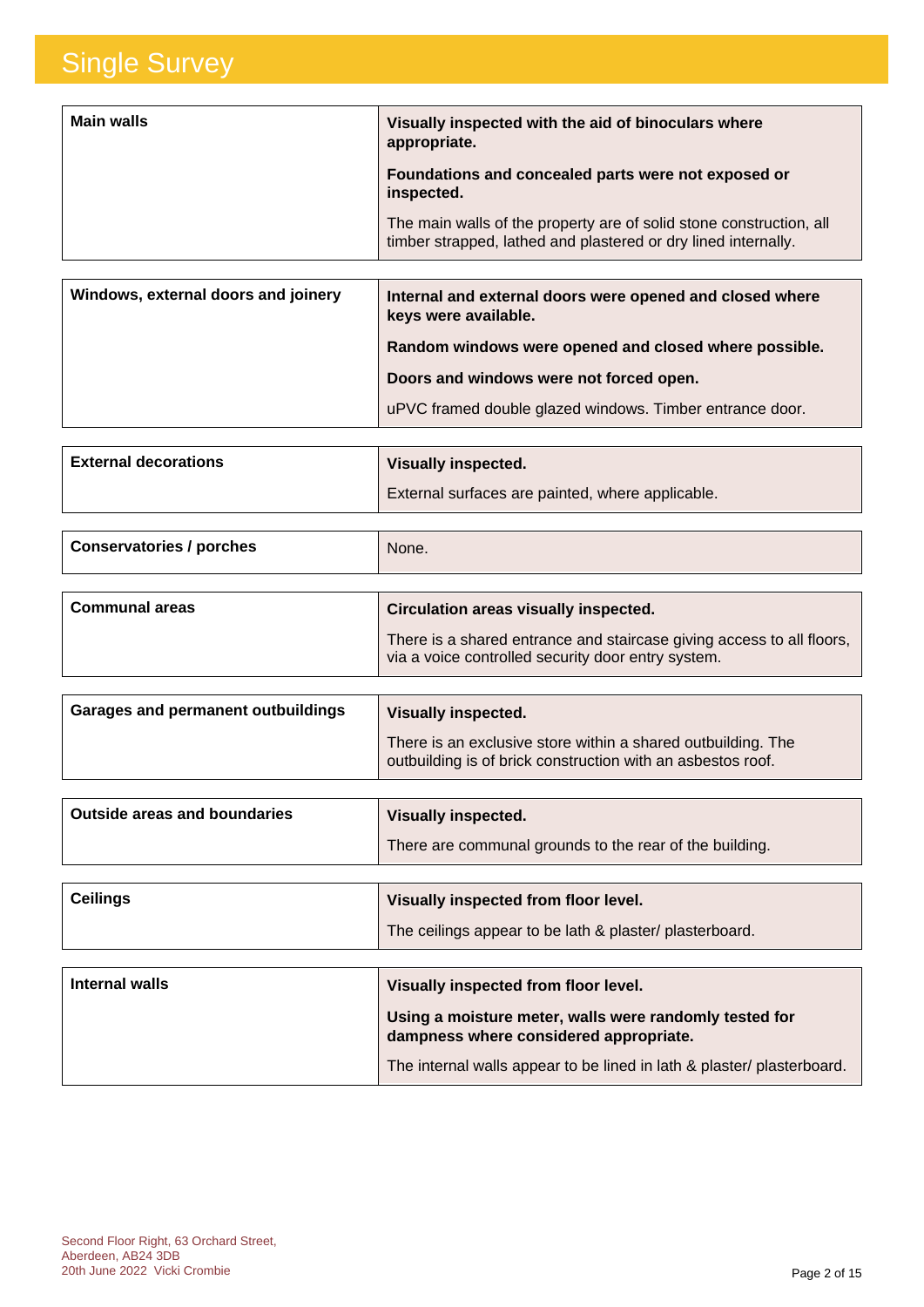# Single Survey

| Main walls | **Visually inspected with the aid of binoculars where appropriate.**<br><br>**Foundations and concealed parts were not exposed or inspected.**<br><br>The main walls of the property are of solid stone construction, all timber strapped, lathed and plastered or dry lined internally. |
|---|---|

| Windows, external doors and joinery | **Internal and external doors were opened and closed where keys were available.**<br><br>**Random windows were opened and closed where possible.**<br><br>**Doors and windows were not forced open.**<br><br>uPVC framed double glazed windows. Timber entrance door. |
|---|---|

| External decorations | **Visually inspected.**<br><br>External surfaces are painted, where applicable. |
|---|---|

| Conservatories / porches | None. |
|---|---|

| Communal areas | **Circulation areas visually inspected.**<br><br>There is a shared entrance and staircase giving access to all floors, via a voice controlled security door entry system. |
|---|---|

| Garages and permanent outbuildings | **Visually inspected.**<br><br>There is an exclusive store within a shared outbuilding. The outbuilding is of brick construction with an asbestos roof. |
|---|---|

| Outside areas and boundaries | **Visually inspected.**<br><br>There are communal grounds to the rear of the building. |
|---|---|

| Ceilings | **Visually inspected from floor level.**<br><br>The ceilings appear to be lath & plaster/ plasterboard. |
|---|---|

| Internal walls | **Visually inspected from floor level.**<br><br>**Using a moisture meter, walls were randomly tested for dampness where considered appropriate.**<br><br>The internal walls appear to be lined in lath & plaster/ plasterboard. |
|---|---|

Second Floor Right, 63 Orchard Street,
Aberdeen, AB24 3DB
20th June 2022 Vicki Crombie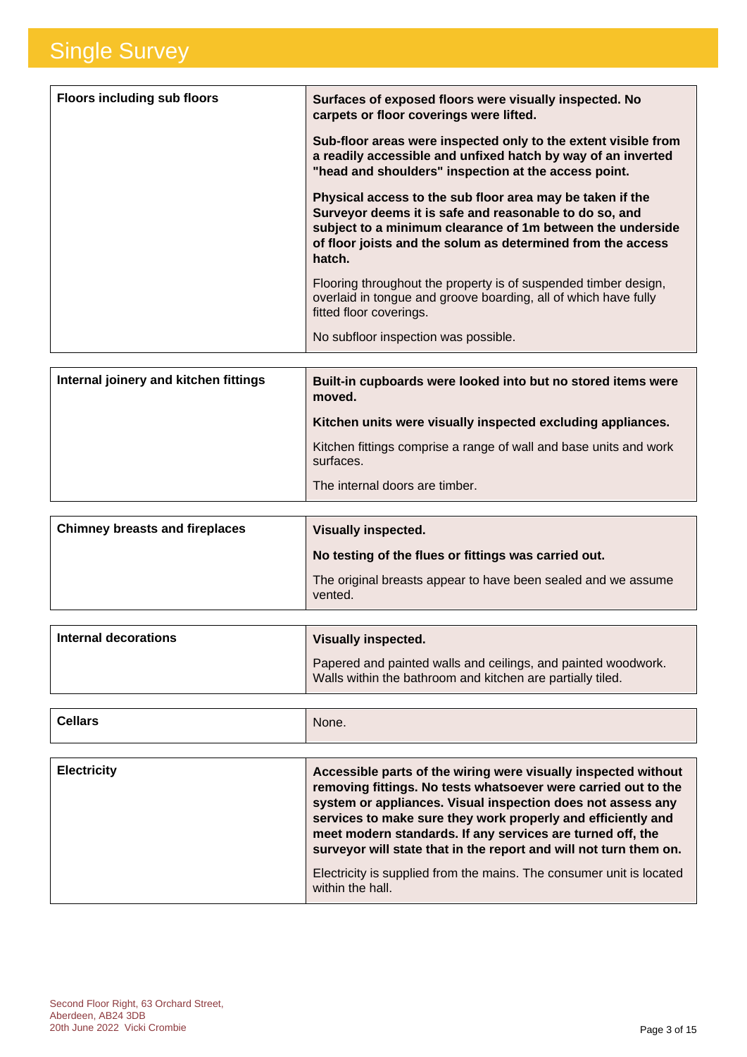| | |
|---|---|
| **Floors including sub floors** | **Surfaces of exposed floors were visually inspected. No carpets or floor coverings were lifted.**<br><br>**Sub-floor areas were inspected only to the extent visible from a readily accessible and unfixed hatch by way of an inverted "head and shoulders" inspection at the access point.**<br><br>**Physical access to the sub floor area may be taken if the Surveyor deems it is safe and reasonable to do so, and subject to a minimum clearance of 1m between the underside of floor joists and the solum as determined from the access hatch.**<br><br>Flooring throughout the property is of suspended timber design, overlaid in tongue and groove boarding, all of which have fully fitted floor coverings.<br><br>No subfloor inspection was possible. |
| **Internal joinery and kitchen fittings** | **Built-in cupboards were looked into but no stored items were moved.**<br><br>**Kitchen units were visually inspected excluding appliances.**<br><br>Kitchen fittings comprise a range of wall and base units and work surfaces.<br><br>The internal doors are timber. |
| **Chimney breasts and fireplaces** | **Visually inspected.**<br><br>**No testing of the flues or fittings was carried out.**<br><br>The original breasts appear to have been sealed and we assume vented. |
| **Internal decorations** | **Visually inspected.**<br><br>Papered and painted walls and ceilings, and painted woodwork. Walls within the bathroom and kitchen are partially tiled. |
| **Cellars** | None. |
| **Electricity** | **Accessible parts of the wiring were visually inspected without removing fittings. No tests whatsoever were carried out to the system or appliances. Visual inspection does not assess any services to make sure they work properly and efficiently and meet modern standards. If any services are turned off, the surveyor will state that in the report and will not turn them on.**<br><br>Electricity is supplied from the mains. The consumer unit is located within the hall. |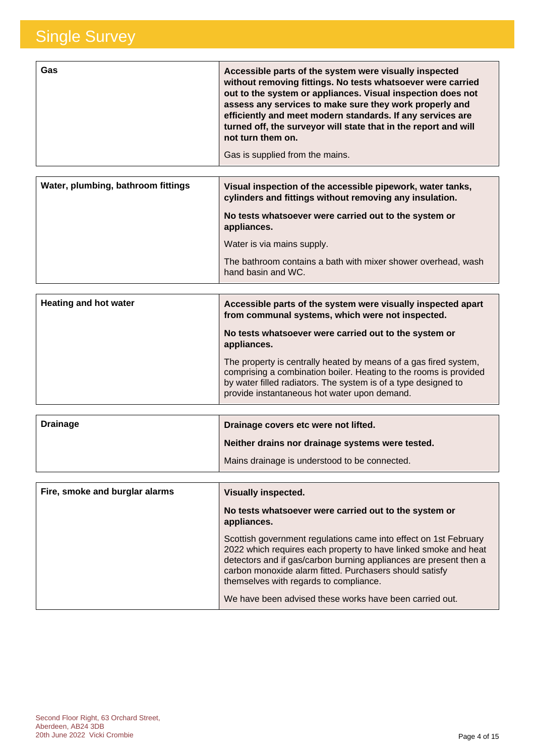| Gas | **Accessible parts of the system were visually inspected without removing fittings. No tests whatsoever were carried out to the system or appliances. Visual inspection does not assess any services to make sure they work properly and efficiently and meet modern standards. If any services are turned off, the surveyor will state that in the report and will not turn them on.**<br><br>Gas is supplied from the mains. |
|---|---|

| Water, plumbing, bathroom fittings | **Visual inspection of the accessible pipework, water tanks, cylinders and fittings without removing any insulation.**<br><br>**No tests whatsoever were carried out to the system or appliances.**<br><br>Water is via mains supply.<br><br>The bathroom contains a bath with mixer shower overhead, wash hand basin and WC. |
|---|---|

| Heating and hot water | **Accessible parts of the system were visually inspected apart from communal systems, which were not inspected.**<br><br>**No tests whatsoever were carried out to the system or appliances.**<br><br>The property is centrally heated by means of a gas fired system, comprising a combination boiler. Heating to the rooms is provided by water filled radiators. The system is of a type designed to provide instantaneous hot water upon demand. |
|---|---|

| Drainage | **Drainage covers etc were not lifted.**<br><br>**Neither drains nor drainage systems were tested.**<br><br>Mains drainage is understood to be connected. |
|---|---|

| Fire, smoke and burglar alarms | **Visually inspected.**<br><br>**No tests whatsoever were carried out to the system or appliances.**<br><br>Scottish government regulations came into effect on 1st February 2022 which requires each property to have linked smoke and heat detectors and if gas/carbon burning appliances are present then a carbon monoxide alarm fitted. Purchasers should satisfy themselves with regards to compliance.<br><br>We have been advised these works have been carried out. |
|---|---|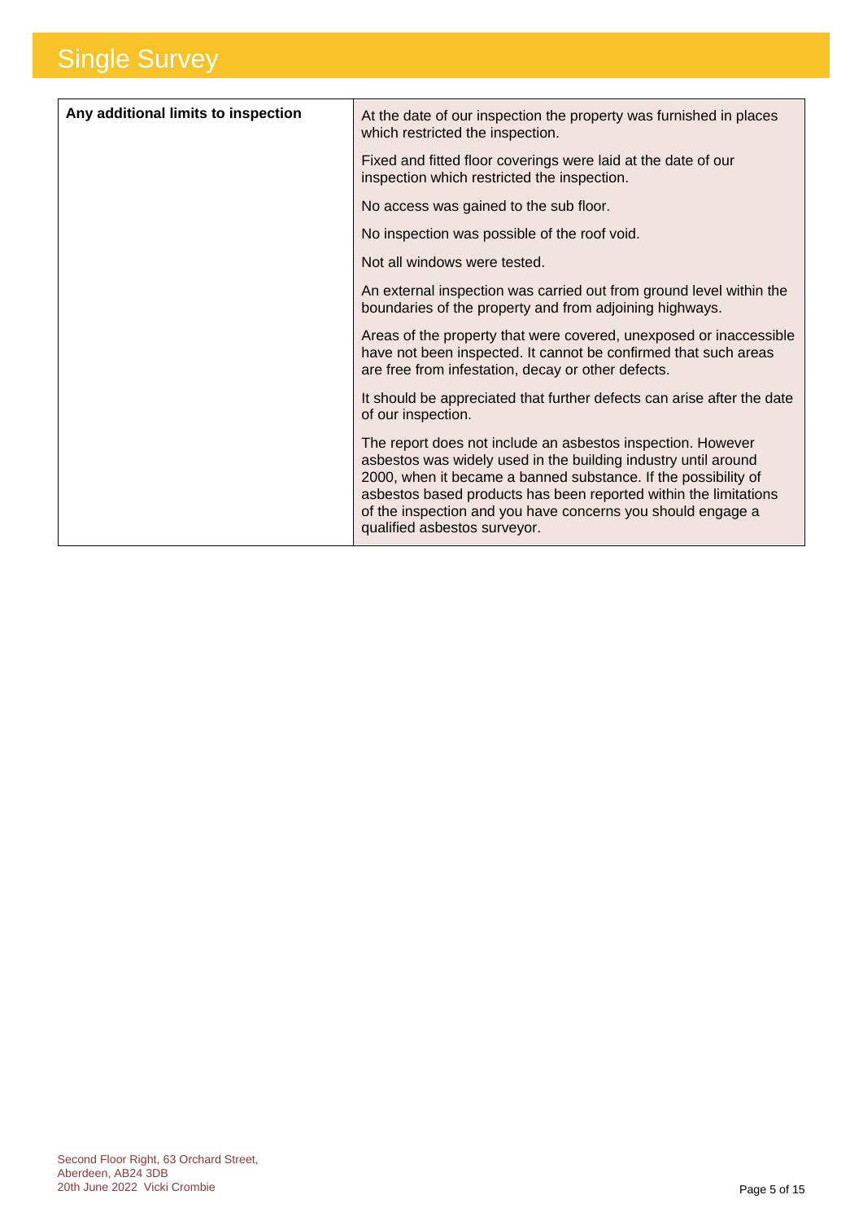| Any additional limits to inspection | At the date of our inspection the property was furnished in places which restricted the inspection.<br><br>Fixed and fitted floor coverings were laid at the date of our inspection which restricted the inspection.<br><br>No access was gained to the sub floor.<br><br>No inspection was possible of the roof void.<br><br>Not all windows were tested.<br><br>An external inspection was carried out from ground level within the boundaries of the property and from adjoining highways.<br><br>Areas of the property that were covered, unexposed or inaccessible have not been inspected. It cannot be confirmed that such areas are free from infestation, decay or other defects.<br><br>It should be appreciated that further defects can arise after the date of our inspection.<br><br>The report does not include an asbestos inspection. However asbestos was widely used in the building industry until around 2000, when it became a banned substance. If the possibility of asbestos based products has been reported within the limitations of the inspection and you have concerns you should engage a qualified asbestos surveyor. |
|---|---|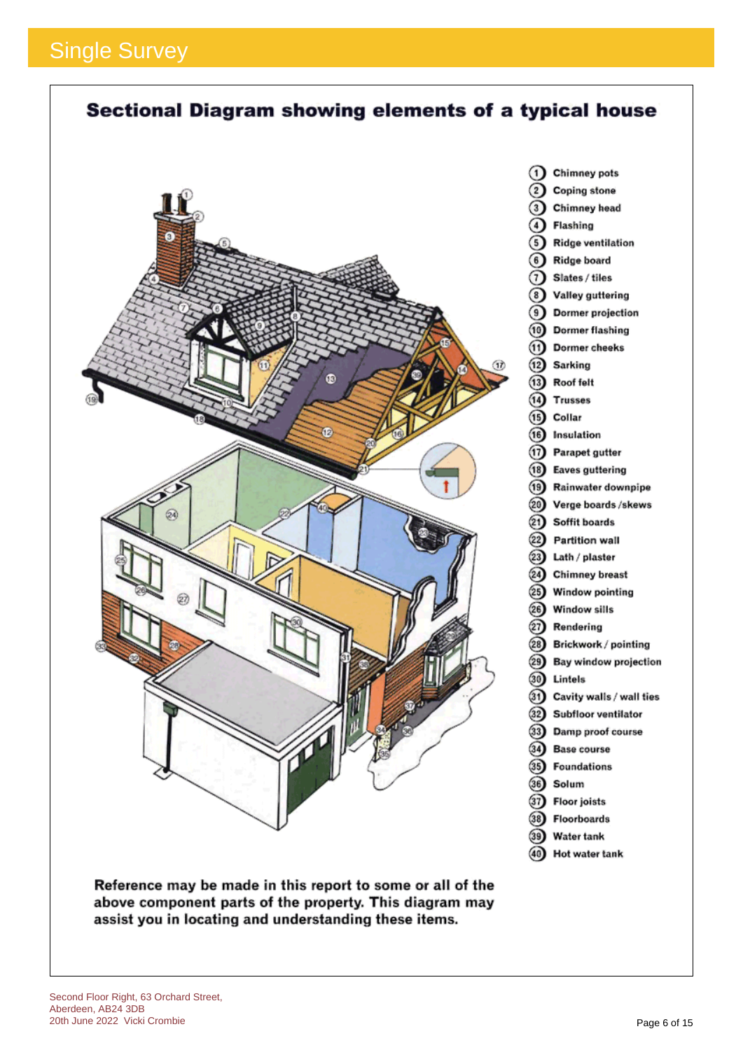# Single Survey

## Sectional Diagram showing elements of a typical house

1. Chimney pots
2. Coping stone
3. Chimney head
4. Flashing
5. Ridge ventilation
6. Ridge board
7. Slates / tiles
8. Valley guttering
9. Dormer projection
10. Dormer flashing
11. Dormer cheeks
12. Sarking
13. Roof felt
14. Trusses
15. Collar
16. Insulation
17. Parapet gutter
18. Eaves guttering
19. Rainwater downpipe
20. Verge boards /skews
21. Soffit boards
22. Partition wall
23. Lath / plaster
24. Chimney breast
25. Window pointing
26. Window sills
27. Rendering
28. Brickwork / pointing
29. Bay window projection
30. Lintels
31. Cavity walls / wall ties
32. Subfloor ventilator
33. Damp proof course
34. Base course
35. Foundations
36. Solum
37. Floor joists
38. Floorboards
39. Water tank
40. Hot water tank

**Reference may be made in this report to some or all of the above component parts of the property. This diagram may assist you in locating and understanding these items.**

Second Floor Right, 63 Orchard Street,
Aberdeen, AB24 3DB
20th June 2022 Vicki Crombie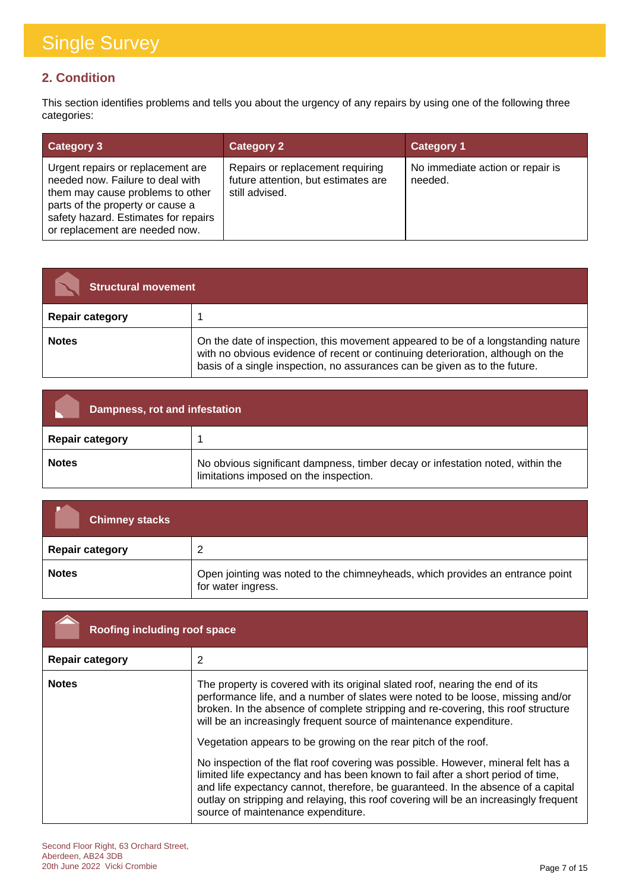## 2. Condition

This section identifies problems and tells you about the urgency of any repairs by using one of the following three categories:

| Category 3 | Category 2 | Category 1 |
|---|---|---|
| Urgent repairs or replacement are needed now. Failure to deal with them may cause problems to other parts of the property or cause a safety hazard. Estimates for repairs or replacement are needed now. | Repairs or replacement requiring future attention, but estimates are still advised. | No immediate action or repair is needed. |

| Structural movement | |
|---|---|
| **Repair category** | 1 |
| **Notes** | On the date of inspection, this movement appeared to be of a longstanding nature with no obvious evidence of recent or continuing deterioration, although on the basis of a single inspection, no assurances can be given as to the future. |

| Dampness, rot and infestation | |
|---|---|
| **Repair category** | 1 |
| **Notes** | No obvious significant dampness, timber decay or infestation noted, within the limitations imposed on the inspection. |

| Chimney stacks | |
|---|---|
| **Repair category** | 2 |
| **Notes** | Open jointing was noted to the chimneyheads, which provides an entrance point for water ingress. |

| Roofing including roof space | |
|---|---|
| **Repair category** | 2 |
| **Notes** | The property is covered with its original slated roof, nearing the end of its performance life, and a number of slates were noted to be loose, missing and/or broken. In the absence of complete stripping and re-covering, this roof structure will be an increasingly frequent source of maintenance expenditure.<br><br>Vegetation appears to be growing on the rear pitch of the roof.<br><br>No inspection of the flat roof covering was possible. However, mineral felt has a limited life expectancy and has been known to fail after a short period of time, and life expectancy cannot, therefore, be guaranteed. In the absence of a capital outlay on stripping and relaying, this roof covering will be an increasingly frequent source of maintenance expenditure. |

Second Floor Right, 63 Orchard Street,
Aberdeen, AB24 3DB
20th June 2022 Vicki Crombie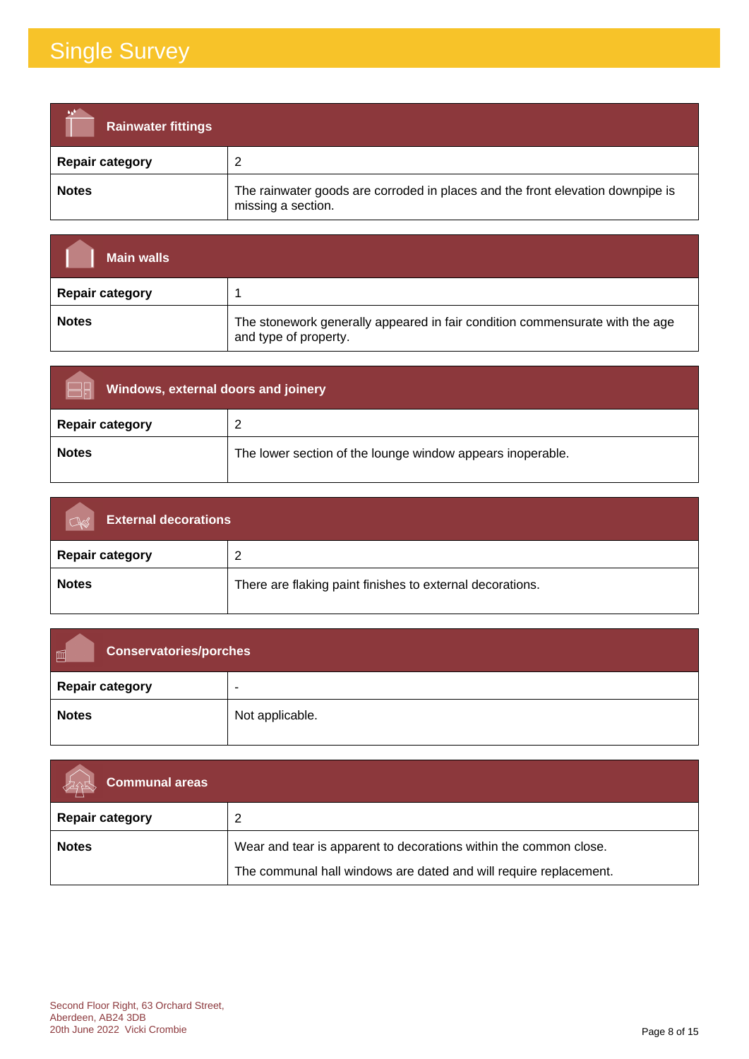## Rainwater fittings

| | |
|---|---|
| **Repair category** | 2 |
| **Notes** | The rainwater goods are corroded in places and the front elevation downpipe is missing a section. |

## Main walls

| | |
|---|---|
| **Repair category** | 1 |
| **Notes** | The stonework generally appeared in fair condition commensurate with the age and type of property. |

## Windows, external doors and joinery

| | |
|---|---|
| **Repair category** | 2 |
| **Notes** | The lower section of the lounge window appears inoperable. |

## External decorations

| | |
|---|---|
| **Repair category** | 2 |
| **Notes** | There are flaking paint finishes to external decorations. |

## Conservatories/porches

| | |
|---|---|
| **Repair category** | - |
| **Notes** | Not applicable. |

## Communal areas

| | |
|---|---|
| **Repair category** | 2 |
| **Notes** | Wear and tear is apparent to decorations within the common close.<br><br>The communal hall windows are dated and will require replacement. |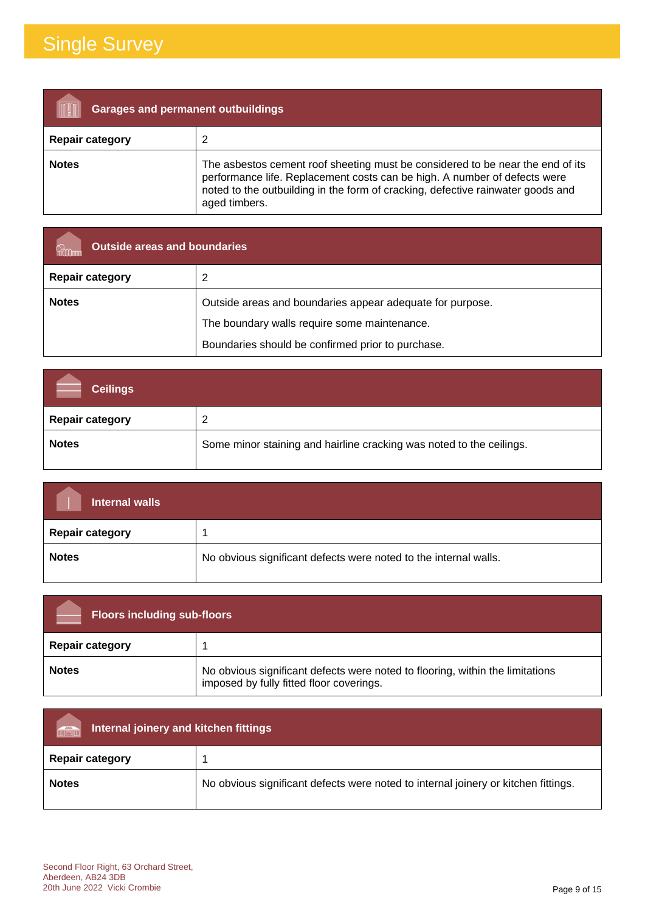# Single Survey

| Garages and permanent outbuildings | |
|---|---|
| **Repair category** | 2 |
| **Notes** | The asbestos cement roof sheeting must be considered to be near the end of its performance life. Replacement costs can be high. A number of defects were noted to the outbuilding in the form of cracking, defective rainwater goods and aged timbers. |

| Outside areas and boundaries | |
|---|---|
| **Repair category** | 2 |
| **Notes** | Outside areas and boundaries appear adequate for purpose.<br><br>The boundary walls require some maintenance.<br><br>Boundaries should be confirmed prior to purchase. |

| Ceilings | |
|---|---|
| **Repair category** | 2 |
| **Notes** | Some minor staining and hairline cracking was noted to the ceilings. |

| Internal walls | |
|---|---|
| **Repair category** | 1 |
| **Notes** | No obvious significant defects were noted to the internal walls. |

| Floors including sub-floors | |
|---|---|
| **Repair category** | 1 |
| **Notes** | No obvious significant defects were noted to flooring, within the limitations imposed by fully fitted floor coverings. |

| Internal joinery and kitchen fittings | |
|---|---|
| **Repair category** | 1 |
| **Notes** | No obvious significant defects were noted to internal joinery or kitchen fittings. |

Second Floor Right, 63 Orchard Street,
Aberdeen, AB24 3DB
20th June 2022 Vicki Crombie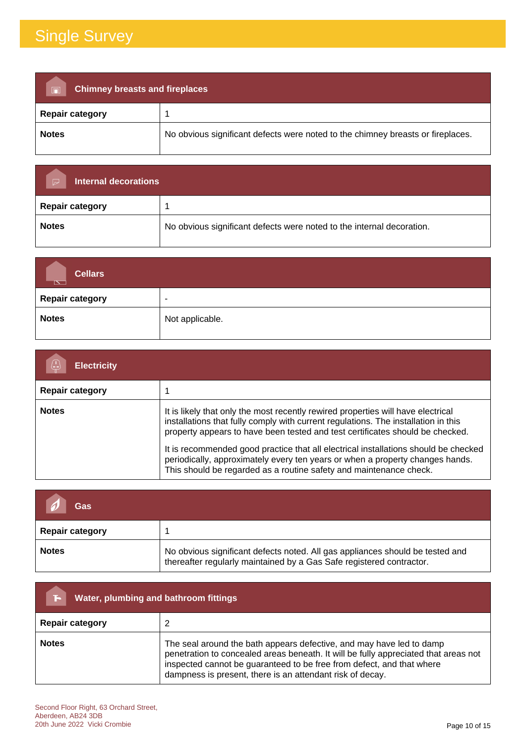# Single Survey

| Chimney breasts and fireplaces | |
|---|---|
| **Repair category** | 1 |
| **Notes** | No obvious significant defects were noted to the chimney breasts or fireplaces. |

| Internal decorations | |
|---|---|
| **Repair category** | 1 |
| **Notes** | No obvious significant defects were noted to the internal decoration. |

| Cellars | |
|---|---|
| **Repair category** | - |
| **Notes** | Not applicable. |

| Electricity | |
|---|---|
| **Repair category** | 1 |
| **Notes** | It is likely that only the most recently rewired properties will have electrical installations that fully comply with current regulations. The installation in this property appears to have been tested and test certificates should be checked.<br><br>It is recommended good practice that all electrical installations should be checked periodically, approximately every ten years or when a property changes hands. This should be regarded as a routine safety and maintenance check. |

| Gas | |
|---|---|
| **Repair category** | 1 |
| **Notes** | No obvious significant defects noted. All gas appliances should be tested and thereafter regularly maintained by a Gas Safe registered contractor. |

| Water, plumbing and bathroom fittings | |
|---|---|
| **Repair category** | 2 |
| **Notes** | The seal around the bath appears defective, and may have led to damp penetration to concealed areas beneath. It will be fully appreciated that areas not inspected cannot be guaranteed to be free from defect, and that where dampness is present, there is an attendant risk of decay. |

Second Floor Right, 63 Orchard Street,
Aberdeen, AB24 3DB
20th June 2022 Vicki Crombie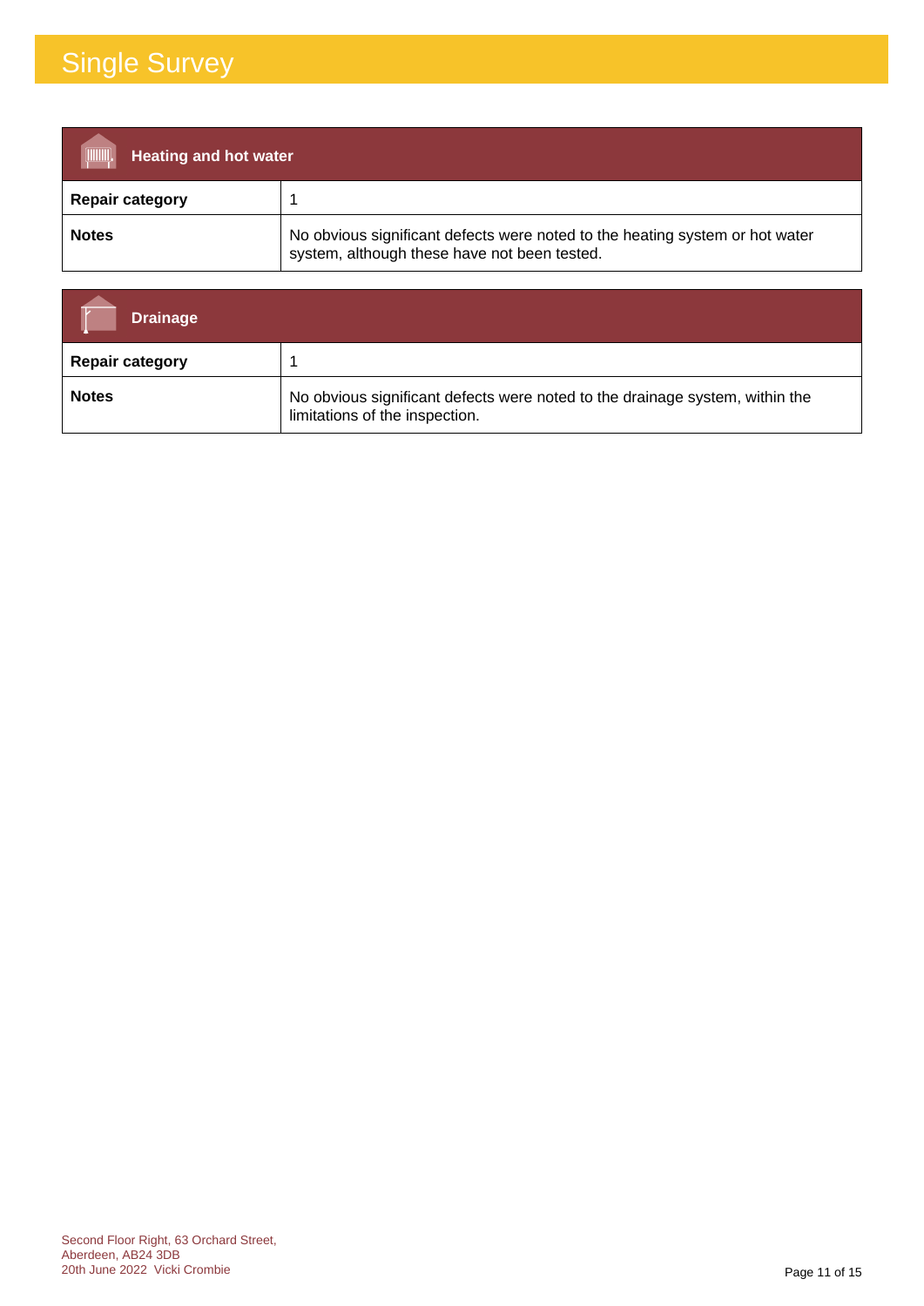# Single Survey

| Heating and hot water | |
|---|---|
| **Repair category** | 1 |
| **Notes** | No obvious significant defects were noted to the heating system or hot water system, although these have not been tested. |

| Drainage | |
|---|---|
| **Repair category** | 1 |
| **Notes** | No obvious significant defects were noted to the drainage system, within the limitations of the inspection. |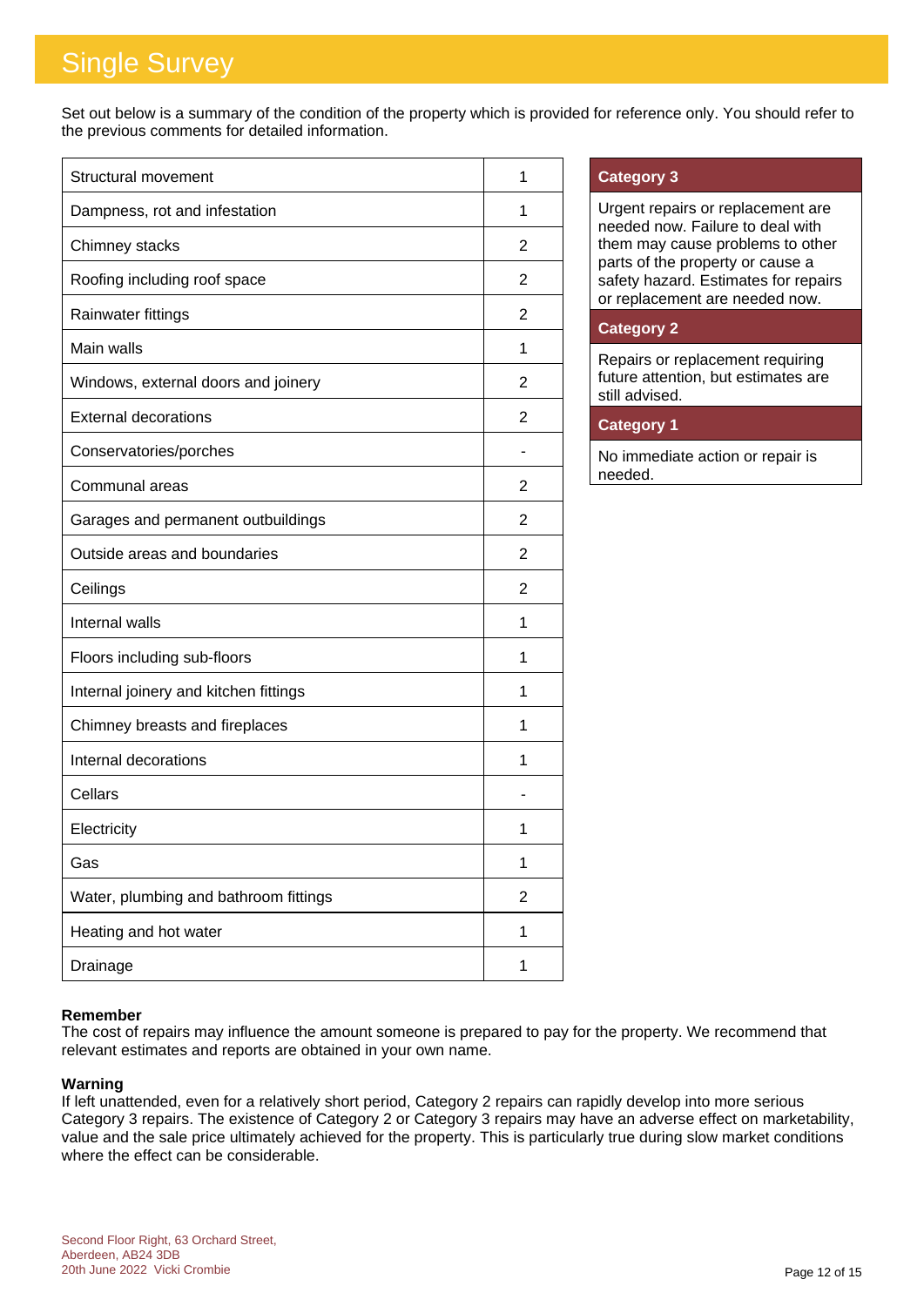# Single Survey

Set out below is a summary of the condition of the property which is provided for reference only. You should refer to the previous comments for detailed information.

| Element | Category |
|---|---|
| Structural movement | 1 |
| Dampness, rot and infestation | 1 |
| Chimney stacks | 2 |
| Roofing including roof space | 2 |
| Rainwater fittings | 2 |
| Main walls | 1 |
| Windows, external doors and joinery | 2 |
| External decorations | 2 |
| Conservatories/porches | - |
| Communal areas | 2 |
| Garages and permanent outbuildings | 2 |
| Outside areas and boundaries | 2 |
| Ceilings | 2 |
| Internal walls | 1 |
| Floors including sub-floors | 1 |
| Internal joinery and kitchen fittings | 1 |
| Chimney breasts and fireplaces | 1 |
| Internal decorations | 1 |
| Cellars | - |
| Electricity | 1 |
| Gas | 1 |
| Water, plumbing and bathroom fittings | 2 |
| Heating and hot water | 1 |
| Drainage | 1 |

| Category 3 |
|---|
| Urgent repairs or replacement are needed now. Failure to deal with them may cause problems to other parts of the property or cause a safety hazard. Estimates for repairs or replacement are needed now. |
| **Category 2** |
| Repairs or replacement requiring future attention, but estimates are still advised. |
| **Category 1** |
| No immediate action or repair is needed. |

**Remember**
The cost of repairs may influence the amount someone is prepared to pay for the property. We recommend that relevant estimates and reports are obtained in your own name.

**Warning**
If left unattended, even for a relatively short period, Category 2 repairs can rapidly develop into more serious Category 3 repairs. The existence of Category 2 or Category 3 repairs may have an adverse effect on marketability, value and the sale price ultimately achieved for the property. This is particularly true during slow market conditions where the effect can be considerable.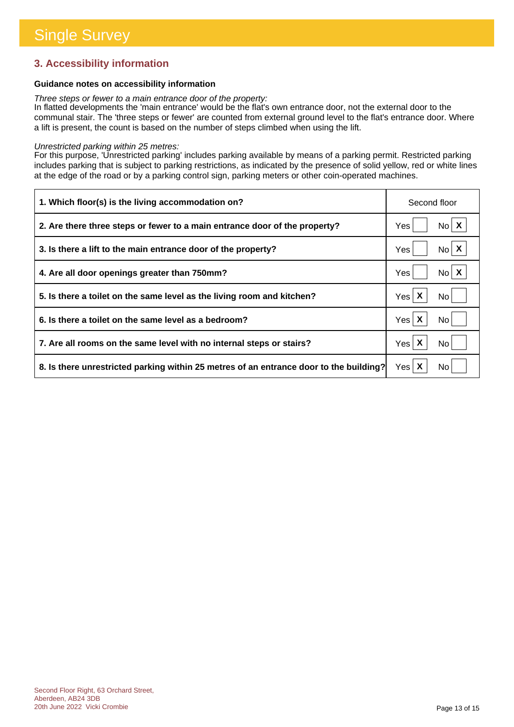# Single Survey

## 3. Accessibility information

**Guidance notes on accessibility information**

*Three steps or fewer to a main entrance door of the property:*
In flatted developments the 'main entrance' would be the flat's own entrance door, not the external door to the communal stair. The 'three steps or fewer' are counted from external ground level to the flat's entrance door. Where a lift is present, the count is based on the number of steps climbed when using the lift.

*Unrestricted parking within 25 metres:*
For this purpose, 'Unrestricted parking' includes parking available by means of a parking permit. Restricted parking includes parking that is subject to parking restrictions, as indicated by the presence of solid yellow, red or white lines at the edge of the road or by a parking control sign, parking meters or other coin-operated machines.

| Question | Answer |
|---|---|
| **1. Which floor(s) is the living accommodation on?** | Second floor |
| **2. Are there three steps or fewer to a main entrance door of the property?** | No |
| **3. Is there a lift to the main entrance door of the property?** | No |
| **4. Are all door openings greater than 750mm?** | No |
| **5. Is there a toilet on the same level as the living room and kitchen?** | Yes |
| **6. Is there a toilet on the same level as a bedroom?** | Yes |
| **7. Are all rooms on the same level with no internal steps or stairs?** | Yes |
| **8. Is there unrestricted parking within 25 metres of an entrance door to the building?** | Yes |

Second Floor Right, 63 Orchard Street,
Aberdeen, AB24 3DB
20th June 2022 Vicki Crombie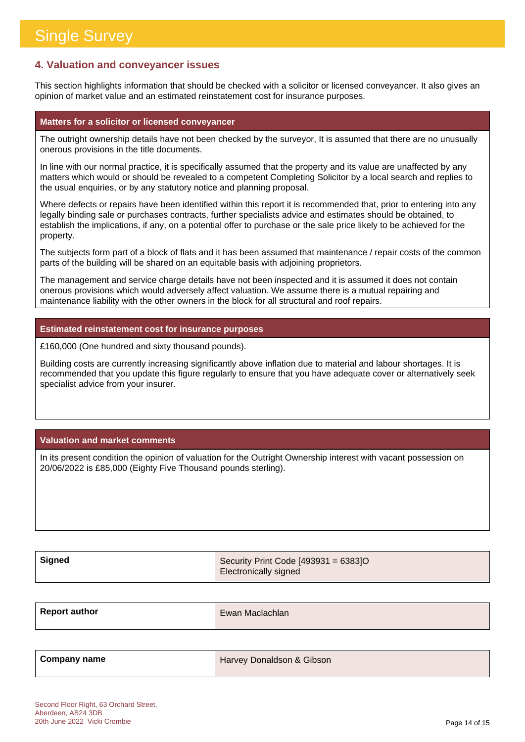# Single Survey

## 4. Valuation and conveyancer issues

This section highlights information that should be checked with a solicitor or licensed conveyancer. It also gives an opinion of market value and an estimated reinstatement cost for insurance purposes.

### Matters for a solicitor or licensed conveyancer

The outright ownership details have not been checked by the surveyor, It is assumed that there are no unusually onerous provisions in the title documents.

In line with our normal practice, it is specifically assumed that the property and its value are unaffected by any matters which would or should be revealed to a competent Completing Solicitor by a local search and replies to the usual enquiries, or by any statutory notice and planning proposal.

Where defects or repairs have been identified within this report it is recommended that, prior to entering into any legally binding sale or purchases contracts, further specialists advice and estimates should be obtained, to establish the implications, if any, on a potential offer to purchase or the sale price likely to be achieved for the property.

The subjects form part of a block of flats and it has been assumed that maintenance / repair costs of the common parts of the building will be shared on an equitable basis with adjoining proprietors.

The management and service charge details have not been inspected and it is assumed it does not contain onerous provisions which would adversely affect valuation. We assume there is a mutual repairing and maintenance liability with the other owners in the block for all structural and roof repairs.

### Estimated reinstatement cost for insurance purposes

£160,000 (One hundred and sixty thousand pounds).

Building costs are currently increasing significantly above inflation due to material and labour shortages. It is recommended that you update this figure regularly to ensure that you have adequate cover or alternatively seek specialist advice from your insurer.

### Valuation and market comments

In its present condition the opinion of valuation for the Outright Ownership interest with vacant possession on 20/06/2022 is £85,000 (Eighty Five Thousand pounds sterling).

| | |
|---|---|
| **Signed** | Security Print Code [493931 = 6383]O<br>Electronically signed |

| | |
|---|---|
| **Report author** | Ewan Maclachlan |

| | |
|---|---|
| **Company name** | Harvey Donaldson & Gibson |

Second Floor Right, 63 Orchard Street,
Aberdeen, AB24 3DB
20th June 2022 Vicki Crombie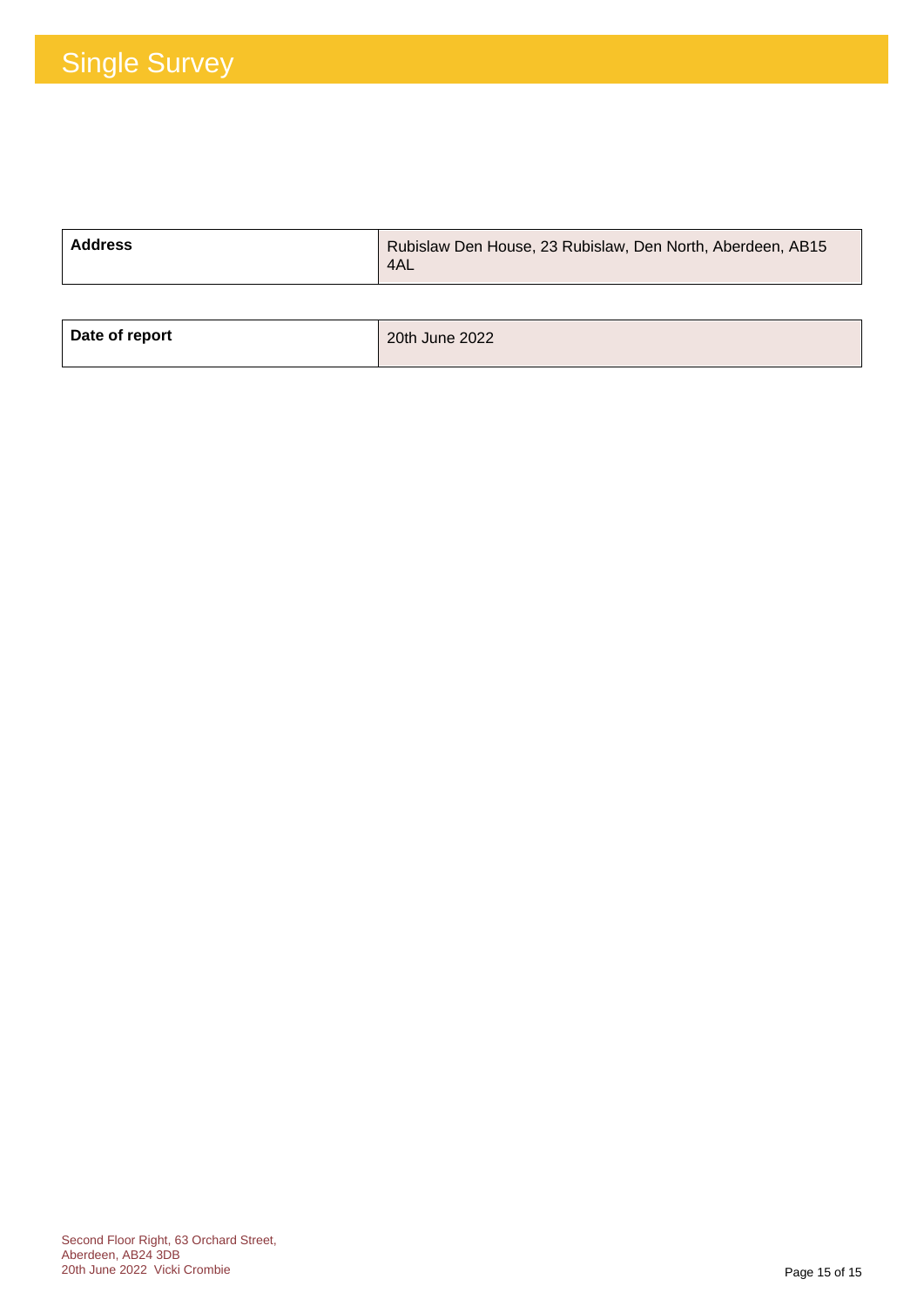# Single Survey

| Address | Rubislaw Den House, 23 Rubislaw, Den North, Aberdeen, AB15 4AL |
|---|---|

| Date of report | 20th June 2022 |
|---|---|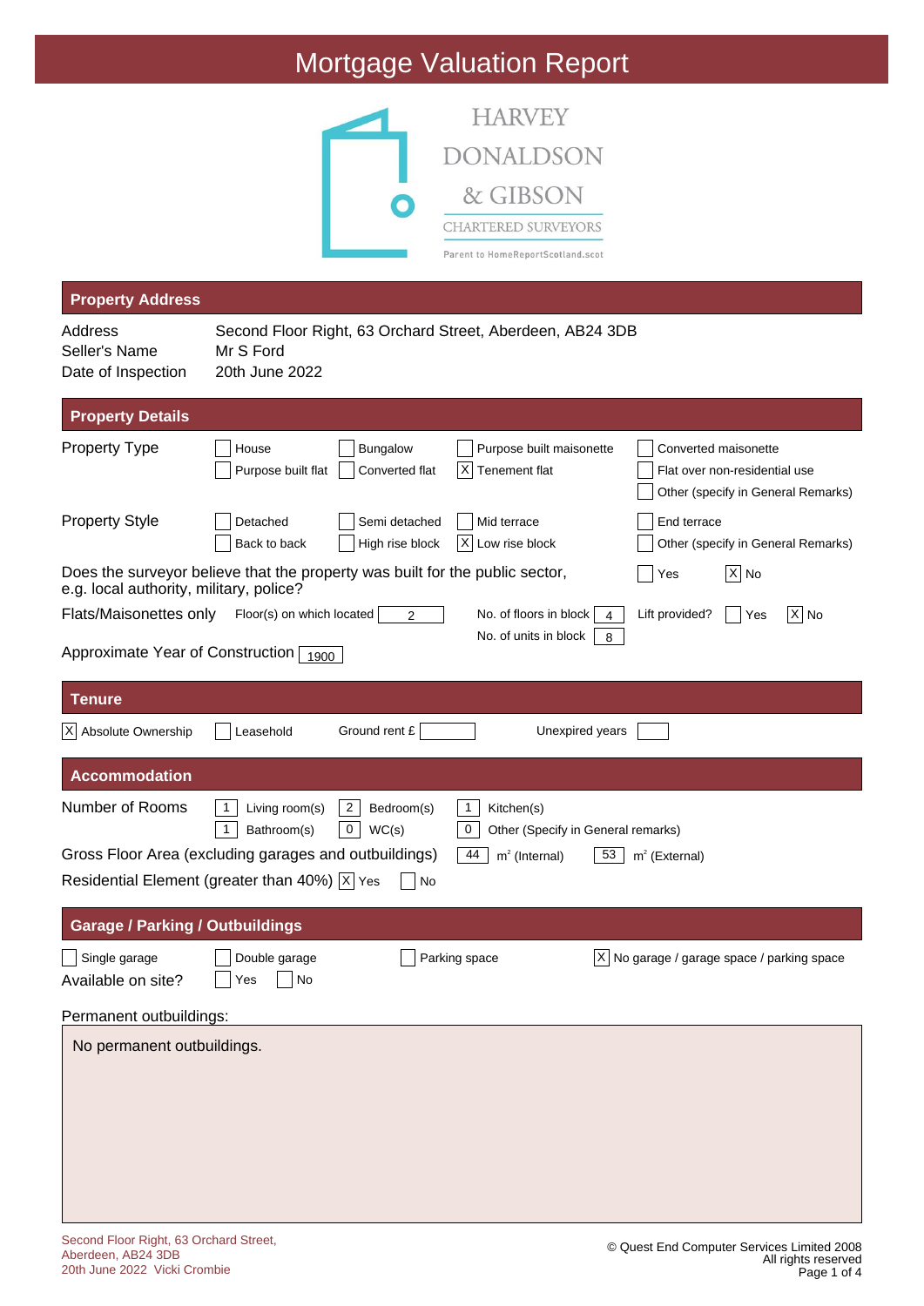# Mortgage Valuation Report

HARVEY DONALDSON & GIBSON
CHARTERED SURVEYORS
Parent to HomeReportScotland.scot

## Property Address

| | |
|---|---|
| Address | Second Floor Right, 63 Orchard Street, Aberdeen, AB24 3DB |
| Seller's Name | Mr S Ford |
| Date of Inspection | 20th June 2022 |

## Property Details

**Property Type**

- [ ] House
- [ ] Bungalow
- [ ] Purpose built maisonette
- [ ] Converted maisonette
- [ ] Purpose built flat
- [ ] Converted flat
- [X] Tenement flat
- [ ] Flat over non-residential use
- [ ] Other (specify in General Remarks)

**Property Style**

- [ ] Detached
- [ ] Semi detached
- [ ] Mid terrace
- [ ] End terrace
- [ ] Back to back
- [ ] High rise block
- [X] Low rise block
- [ ] Other (specify in General Remarks)

Does the surveyor believe that the property was built for the public sector, e.g. local authority, military, police? [ ] Yes [X] No

Flats/Maisonettes only: Floor(s) on which located: 2 | No. of floors in block: 4 | No. of units in block: 8 | Lift provided? [ ] Yes [X] No

Approximate Year of Construction: 1900

## Tenure

[X] Absolute Ownership [ ] Leasehold Ground rent £ ___ Unexpired years ___

## Accommodation

**Number of Rooms**

| | |
|---|---|
| Living room(s) | 1 |
| Bedroom(s) | 2 |
| Kitchen(s) | 1 |
| Bathroom(s) | 1 |
| WC(s) | 0 |
| Other (Specify in General remarks) | 0 |

Gross Floor Area (excluding garages and outbuildings): 44 m² (Internal) 53 m² (External)

Residential Element (greater than 40%) [X] Yes [ ] No

## Garage / Parking / Outbuildings

- [ ] Single garage
- [ ] Double garage
- [ ] Parking space
- [X] No garage / garage space / parking space

Available on site? [ ] Yes [ ] No

Permanent outbuildings:

No permanent outbuildings.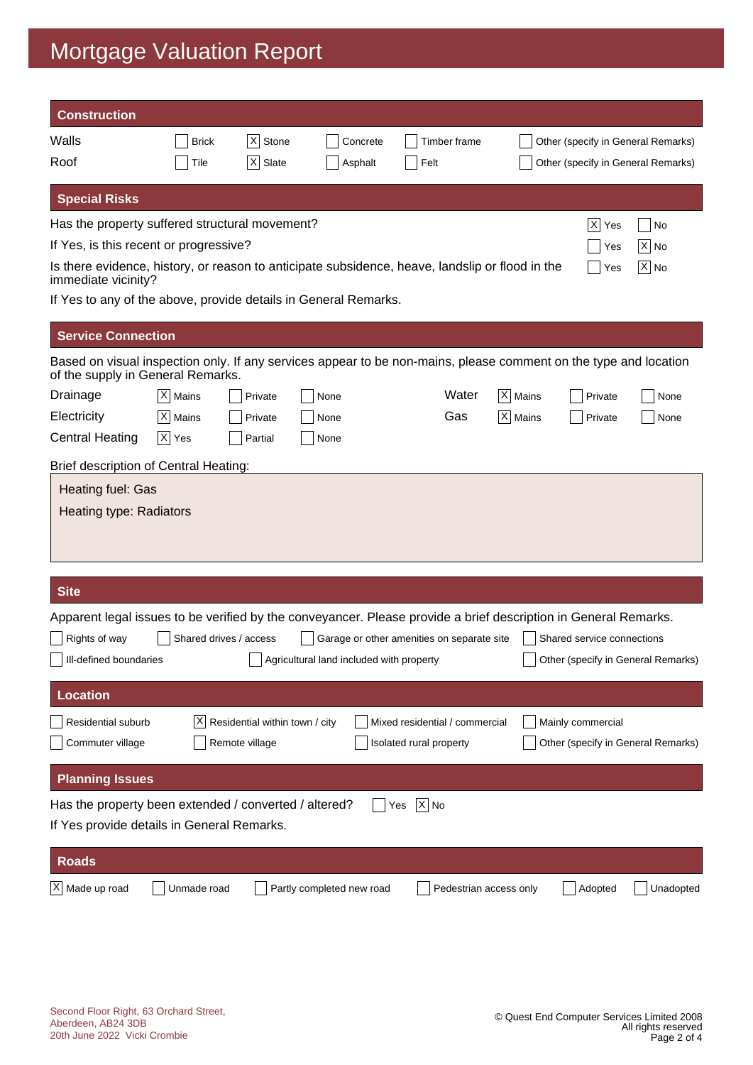# Mortgage Valuation Report

## Construction

| | | | | | |
|---|---|---|---|---|---|
| Walls | [ ] Brick | [X] Stone | [ ] Concrete | [ ] Timber frame | [ ] Other (specify in General Remarks) |
| Roof | [ ] Tile | [X] Slate | [ ] Asphalt | [ ] Felt | [ ] Other (specify in General Remarks) |

## Special Risks

| | | |
|---|---|---|
| Has the property suffered structural movement? | [X] Yes | [ ] No |
| If Yes, is this recent or progressive? | [ ] Yes | [X] No |
| Is there evidence, history, or reason to anticipate subsidence, heave, landslip or flood in the immediate vicinity? | [ ] Yes | [X] No |

If Yes to any of the above, provide details in General Remarks.

## Service Connection

Based on visual inspection only. If any services appear to be non-mains, please comment on the type and location of the supply in General Remarks.

| | | | | | | | |
|---|---|---|---|---|---|---|---|
| Drainage | [X] Mains | [ ] Private | [ ] None | Water | [X] Mains | [ ] Private | [ ] None |
| Electricity | [X] Mains | [ ] Private | [ ] None | Gas | [X] Mains | [ ] Private | [ ] None |
| Central Heating | [X] Yes | [ ] Partial | [ ] None | | | | |

Brief description of Central Heating:

Heating fuel: Gas

Heating type: Radiators

## Site

Apparent legal issues to be verified by the conveyancer. Please provide a brief description in General Remarks.

- [ ] Rights of way
- [ ] Shared drives / access
- [ ] Garage or other amenities on separate site
- [ ] Shared service connections
- [ ] Ill-defined boundaries
- [ ] Agricultural land included with property
- [ ] Other (specify in General Remarks)

## Location

- [ ] Residential suburb
- [X] Residential within town / city
- [ ] Mixed residential / commercial
- [ ] Mainly commercial
- [ ] Commuter village
- [ ] Remote village
- [ ] Isolated rural property
- [ ] Other (specify in General Remarks)

## Planning Issues

Has the property been extended / converted / altered? [ ] Yes [X] No

If Yes provide details in General Remarks.

## Roads

- [X] Made up road
- [ ] Unmade road
- [ ] Partly completed new road
- [ ] Pedestrian access only
- [ ] Adopted
- [ ] Unadopted

Second Floor Right, 63 Orchard Street,
Aberdeen, AB24 3DB
20th June 2022 Vicki Crombie

© Quest End Computer Services Limited 2008
All rights reserved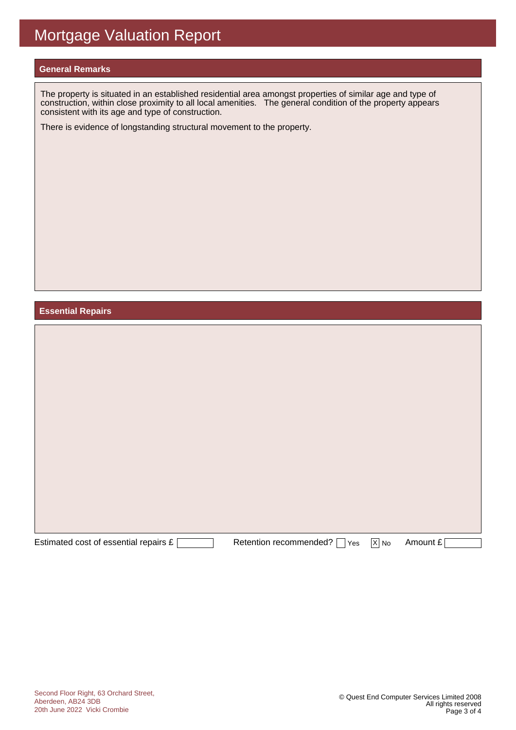# Mortgage Valuation Report

## General Remarks

The property is situated in an established residential area amongst properties of similar age and type of construction, within close proximity to all local amenities. The general condition of the property appears consistent with its age and type of construction.

There is evidence of longstanding structural movement to the property.

## Essential Repairs

Estimated cost of essential repairs £ 

Retention recommended? [ ] Yes [X] No

Amount £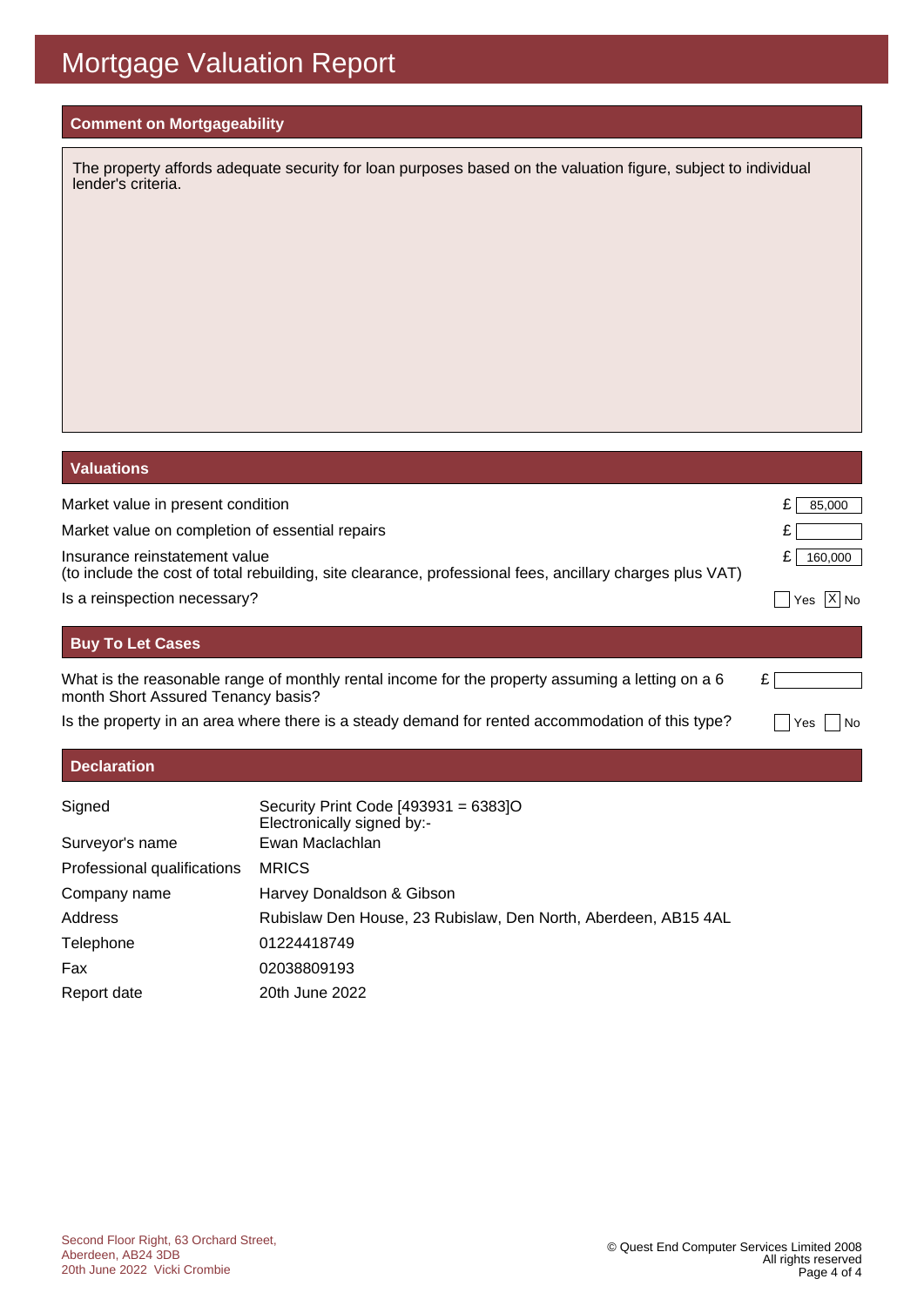# Mortgage Valuation Report

## Comment on Mortgageability

The property affords adequate security for loan purposes based on the valuation figure, subject to individual lender's criteria.

## Valuations

| | |
|---|---|
| Market value in present condition | £ 85,000 |
| Market value on completion of essential repairs | £ |
| Insurance reinstatement value (to include the cost of total rebuilding, site clearance, professional fees, ancillary charges plus VAT) | £ 160,000 |
| Is a reinspection necessary? | [ ] Yes [X] No |

## Buy To Let Cases

| | |
|---|---|
| What is the reasonable range of monthly rental income for the property assuming a letting on a 6 month Short Assured Tenancy basis? | £ |
| Is the property in an area where there is a steady demand for rented accommodation of this type? | [ ] Yes [ ] No |

## Declaration

| | |
|---|---|
| Signed | Security Print Code [493931 = 6383]O Electronically signed by:- |
| Surveyor's name | Ewan Maclachlan |
| Professional qualifications | MRICS |
| Company name | Harvey Donaldson & Gibson |
| Address | Rubislaw Den House, 23 Rubislaw, Den North, Aberdeen, AB15 4AL |
| Telephone | 01224418749 |
| Fax | 02038809193 |
| Report date | 20th June 2022 |